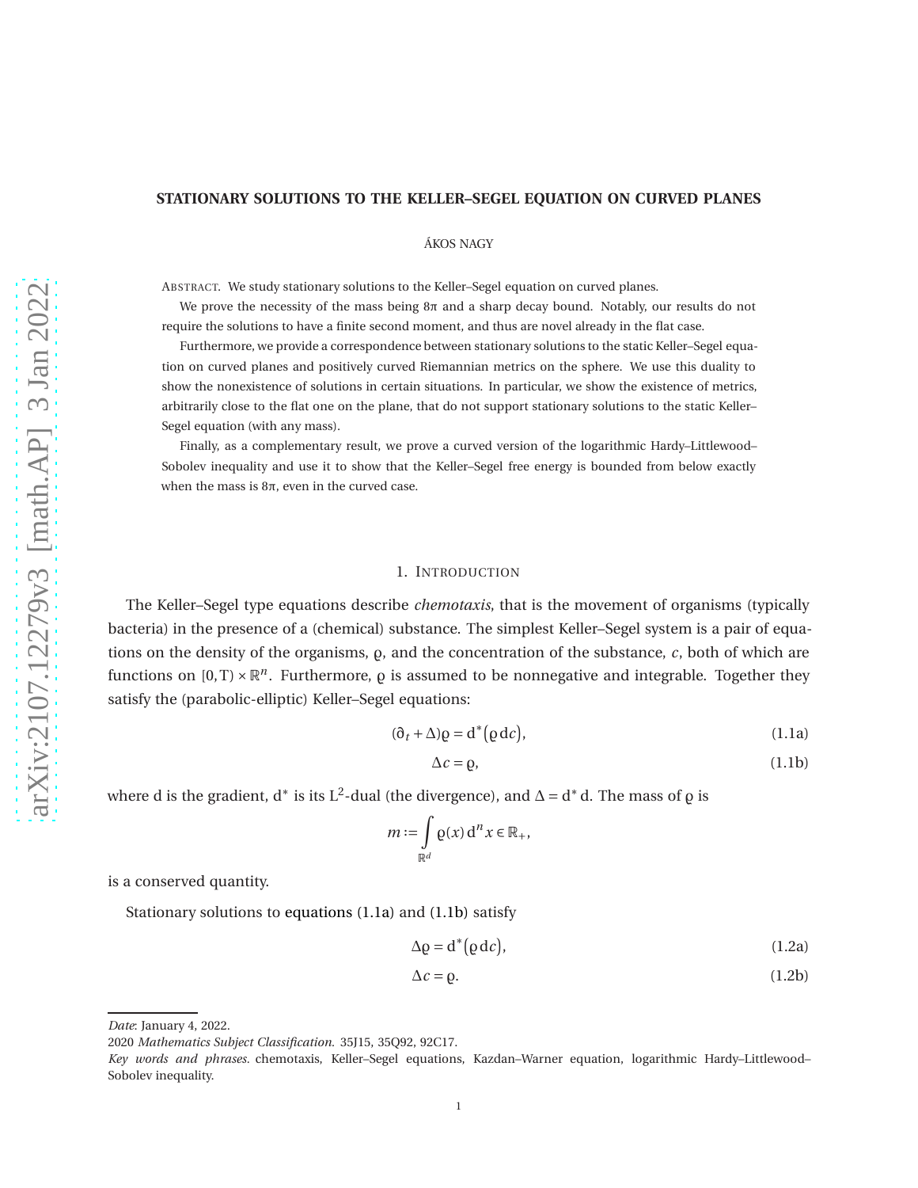# STATIONARY SOLUTIONS TO THE KELLER–SEGEL EQUATION ON CURVED PLANES

ÁKOS NAGY

ABSTRACT. We study stationary solutions to the Keller–Segel equation on curved planes.

We prove the necessity of the mass being $8\pi$ and a sharp decay bound. Notably, our results do not require the solutions to have a finite second moment, and thus are novel already in the flat case.

Furthermore, we provide a correspondence between stationary solutions to the static Keller–Segel equation on curved planes and positively curved Riemannian metrics on the sphere. We use this duality to show the nonexistence of solutions in certain situations. In particular, we show the existence of metrics, arbitrarily close to the flat one on the plane, that do not support stationary solutions to the static Keller–Segel equation (with any mass).

Finally, as a complementary result, we prove a curved version of the logarithmic Hardy–Littlewood–Sobolev inequality and use it to show that the Keller–Segel free energy is bounded from below exactly when the mass is $8\pi$, even in the curved case.

## 1. INTRODUCTION

The Keller–Segel type equations describe *chemotaxis*, that is the movement of organisms (typically bacteria) in the presence of a (chemical) substance. The simplest Keller–Segel system is a pair of equations on the density of the organisms, $\varrho$, and the concentration of the substance, $c$, both of which are functions on $[0,T)\times\mathbb{R}^n$. Furthermore, $\varrho$ is assumed to be nonnegative and integrable. Together they satisfy the (parabolic-elliptic) Keller–Segel equations:

$$(\partial_t + \Delta)\varrho = \mathrm{d}^*\big(\varrho\,\mathrm{d}c\big), \tag{1.1a}$$

$$\Delta c = \varrho, \tag{1.1b}$$

where $\mathrm{d}$ is the gradient, $\mathrm{d}^*$ is its $\mathrm{L}^2$-dual (the divergence), and $\Delta = \mathrm{d}^*\mathrm{d}$. The mass of $\varrho$ is

$$m := \int_{\mathbb{R}^d} \varrho(x)\,\mathrm{d}^n x \in \mathbb{R}_+,$$

is a conserved quantity.

Stationary solutions to equations (1.1a) and (1.1b) satisfy

$$\Delta\varrho = \mathrm{d}^*\big(\varrho\,\mathrm{d}c\big), \tag{1.2a}$$

$$\Delta c = \varrho. \tag{1.2b}$$

---

*Date*: January 4, 2022.

2020 *Mathematics Subject Classification.* 35J15, 35Q92, 92C17.

*Key words and phrases.* chemotaxis, Keller–Segel equations, Kazdan–Warner equation, logarithmic Hardy–Littlewood–Sobolev inequality.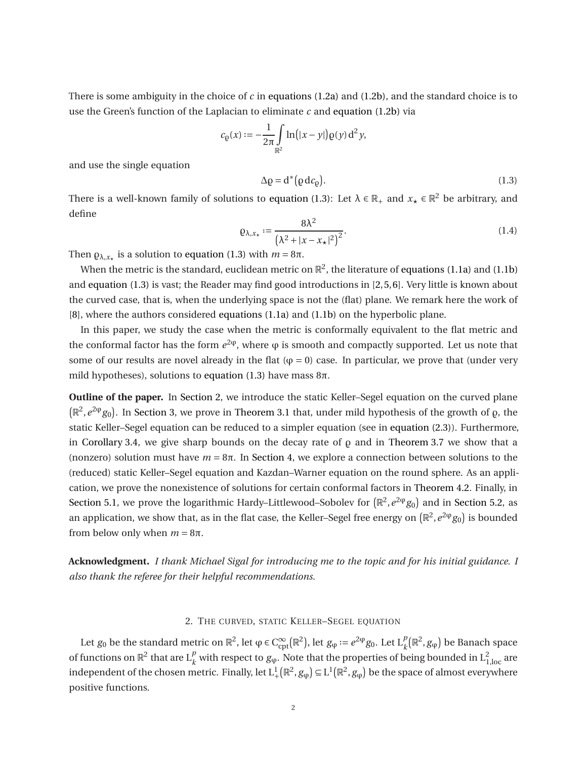There is some ambiguity in the choice of $c$ in equations (1.2a) and (1.2b), and the standard choice is to use the Green's function of the Laplacian to eliminate $c$ and equation (1.2b) via

$$c_{\varrho}(x) := -\frac{1}{2\pi}\int_{\mathbb{R}^2} \ln\big(|x-y|\big)\varrho(y)\,\mathrm{d}^2 y,$$

and use the single equation

$$\Delta\varrho = \mathrm{d}^*\big(\varrho\,\mathrm{d}c_{\varrho}\big). \tag{1.3}$$

There is a well-known family of solutions to equation (1.3): Let $\lambda \in \mathbb{R}_+$ and $x_\star \in \mathbb{R}^2$ be arbitrary, and define

$$\varrho_{\lambda,x_\star} := \frac{8\lambda^2}{\big(\lambda^2 + |x-x_\star|^2\big)^2}. \tag{1.4}$$

Then $\varrho_{\lambda,x_\star}$ is a solution to equation (1.3) with $m = 8\pi$.

When the metric is the standard, euclidean metric on $\mathbb{R}^2$, the literature of equations (1.1a) and (1.1b) and equation (1.3) is vast; the Reader may find good introductions in [2,5,6]. Very little is known about the curved case, that is, when the underlying space is not the (flat) plane. We remark here the work of [8], where the authors considered equations (1.1a) and (1.1b) on the hyperbolic plane.

In this paper, we study the case when the metric is conformally equivalent to the flat metric and the conformal factor has the form $e^{2\varphi}$, where $\varphi$ is smooth and compactly supported. Let us note that some of our results are novel already in the flat ($\varphi = 0$) case. In particular, we prove that (under very mild hypotheses), solutions to equation (1.3) have mass $8\pi$.

**Outline of the paper.** In Section 2, we introduce the static Keller–Segel equation on the curved plane $\big(\mathbb{R}^2, e^{2\varphi}g_0\big)$. In Section 3, we prove in Theorem 3.1 that, under mild hypothesis of the growth of $\varrho$, the static Keller–Segel equation can be reduced to a simpler equation (see in equation (2.3)). Furthermore, in Corollary 3.4, we give sharp bounds on the decay rate of $\varrho$ and in Theorem 3.7 we show that a (nonzero) solution must have $m = 8\pi$. In Section 4, we explore a connection between solutions to the (reduced) static Keller–Segel equation and Kazdan–Warner equation on the round sphere. As an application, we prove the nonexistence of solutions for certain conformal factors in Theorem 4.2. Finally, in Section 5.1, we prove the logarithmic Hardy–Littlewood–Sobolev for $\big(\mathbb{R}^2, e^{2\varphi}g_0\big)$ and in Section 5.2, as an application, we show that, as in the flat case, the Keller–Segel free energy on $\big(\mathbb{R}^2, e^{2\varphi}g_0\big)$ is bounded from below only when $m = 8\pi$.

**Acknowledgment.** *I thank Michael Sigal for introducing me to the topic and for his initial guidance. I also thank the referee for their helpful recommendations.*

## 2. The curved, static Keller–Segel equation

Let $g_0$ be the standard metric on $\mathbb{R}^2$, let $\varphi \in \mathrm{C}^\infty_{\mathrm{cpt}}\big(\mathbb{R}^2\big)$, let $g_\varphi := e^{2\varphi}g_0$. Let $\mathrm{L}^p_k\big(\mathbb{R}^2, g_\varphi\big)$ be Banach space of functions on $\mathbb{R}^2$ that are $\mathrm{L}^p_k$ with respect to $g_\varphi$. Note that the properties of being bounded in $\mathrm{L}^2_{1,\mathrm{loc}}$ are independent of the chosen metric. Finally, let $\mathrm{L}^1_+\big(\mathbb{R}^2, g_\varphi\big) \subseteq \mathrm{L}^1\big(\mathbb{R}^2, g_\varphi\big)$ be the space of almost everywhere positive functions.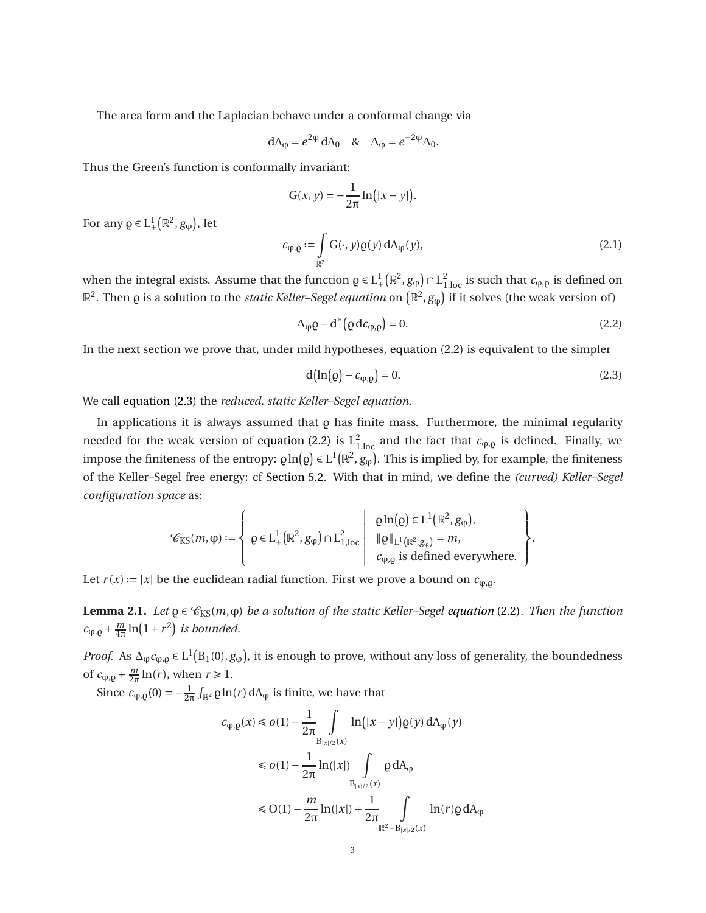The area form and the Laplacian behave under a conformal change via

$$\mathrm{dA}_{\varphi} = e^{2\varphi}\,\mathrm{dA}_0 \quad \& \quad \Delta_{\varphi} = e^{-2\varphi}\Delta_0.$$

Thus the Green's function is conformally invariant:

$$\mathrm{G}(x,y) = -\frac{1}{2\pi}\ln\big(|x-y|\big).$$

For any $\varrho \in \mathrm{L}^1_+\big(\mathbb{R}^2, g_{\varphi}\big)$, let

$$c_{\varphi,\varrho} := \int_{\mathbb{R}^2} \mathrm{G}(\cdot,y)\varrho(y)\,\mathrm{dA}_{\varphi}(y), \tag{2.1}$$

when the integral exists. Assume that the function $\varrho \in \mathrm{L}^1_+\big(\mathbb{R}^2, g_{\varphi}\big) \cap \mathrm{L}^2_{1,\mathrm{loc}}$ is such that $c_{\varphi,\varrho}$ is defined on $\mathbb{R}^2$. Then $\varrho$ is a solution to the *static Keller–Segel equation* on $\big(\mathbb{R}^2, g_{\varphi}\big)$ if it solves (the weak version of)

$$\Delta_{\varphi}\varrho - \mathrm{d}^*\big(\varrho\,\mathrm{d}c_{\varphi,\varrho}\big) = 0. \tag{2.2}$$

In the next section we prove that, under mild hypotheses, equation (2.2) is equivalent to the simpler

$$\mathrm{d}\big(\ln(\varrho) - c_{\varphi,\varrho}\big) = 0. \tag{2.3}$$

We call equation (2.3) the *reduced, static Keller–Segel equation*.

In applications it is always assumed that $\varrho$ has finite mass. Furthermore, the minimal regularity needed for the weak version of equation (2.2) is $\mathrm{L}^2_{1,\mathrm{loc}}$ and the fact that $c_{\varphi,\varrho}$ is defined. Finally, we impose the finiteness of the entropy: $\varrho\ln(\varrho) \in \mathrm{L}^1\big(\mathbb{R}^2, g_{\varphi}\big)$. This is implied by, for example, the finiteness of the Keller–Segel free energy; cf Section 5.2. With that in mind, we define the *(curved) Keller–Segel configuration space* as:

$$\mathscr{C}_{\mathrm{KS}}(m,\varphi) := \left\{ \varrho \in \mathrm{L}^1_+\big(\mathbb{R}^2, g_{\varphi}\big) \cap \mathrm{L}^2_{1,\mathrm{loc}} \;\middle|\; \begin{array}{l} \varrho\ln\big(\varrho\big) \in \mathrm{L}^1\big(\mathbb{R}^2, g_{\varphi}\big), \\ \|\varrho\|_{\mathrm{L}^1(\mathbb{R}^2,g_{\varphi})} = m, \\ c_{\varphi,\varrho} \text{ is defined everywhere.} \end{array} \right\}.$$

Let $r(x) := |x|$ be the euclidean radial function. First we prove a bound on $c_{\varphi,\varrho}$.

**Lemma 2.1.** *Let $\varrho \in \mathscr{C}_{\mathrm{KS}}(m,\varphi)$ be a solution of the static Keller–Segel equation (2.2). Then the function $c_{\varphi,\varrho} + \frac{m}{4\pi}\ln\big(1+r^2\big)$ is bounded.*

*Proof.* As $\Delta_{\varphi}c_{\varphi,\varrho} \in \mathrm{L}^1\big(\mathrm{B}_1(0), g_{\varphi}\big)$, it is enough to prove, without any loss of generality, the boundedness of $c_{\varphi,\varrho} + \frac{m}{2\pi}\ln(r)$, when $r \geqslant 1$.

Since $c_{\varphi,\varrho}(0) = -\frac{1}{2\pi}\int_{\mathbb{R}^2}\varrho\ln(r)\,\mathrm{dA}_{\varphi}$ is finite, we have that

$$\begin{aligned}
c_{\varphi,\varrho}(x) &\leqslant o(1) - \frac{1}{2\pi}\int_{\mathrm{B}_{|x|/2}(x)} \ln\big(|x-y|\big)\varrho(y)\,\mathrm{dA}_{\varphi}(y) \\
&\leqslant o(1) - \frac{1}{2\pi}\ln(|x|)\int_{\mathrm{B}_{|x|/2}(x)} \varrho\,\mathrm{dA}_{\varphi} \\
&\leqslant \mathrm{O}(1) - \frac{m}{2\pi}\ln(|x|) + \frac{1}{2\pi}\int_{\mathbb{R}^2-\mathrm{B}_{|x|/2}(x)} \ln(r)\varrho\,\mathrm{dA}_{\varphi}
\end{aligned}$$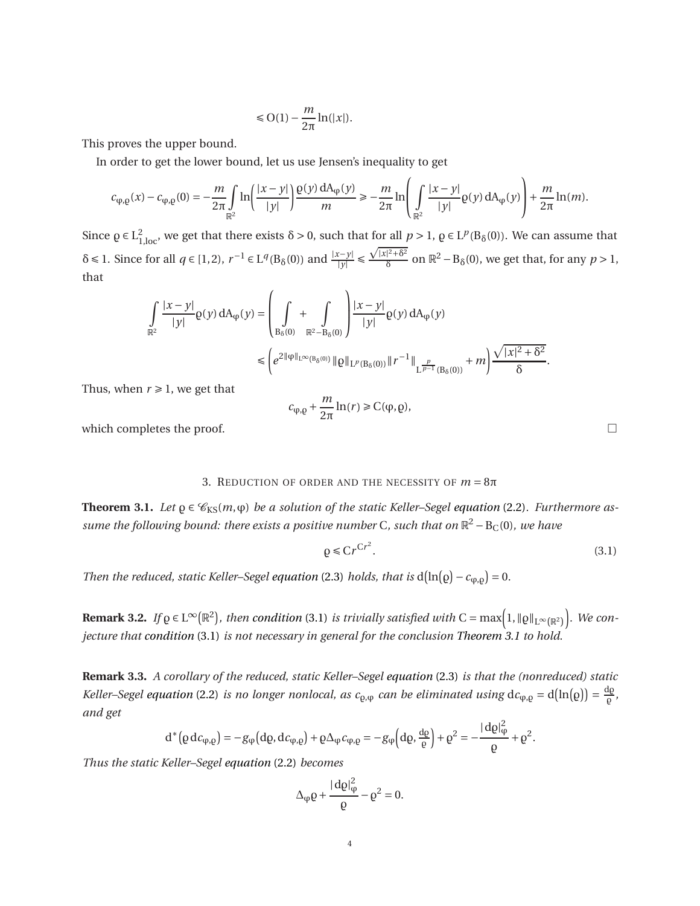$$\leqslant \mathrm{O}(1) - \frac{m}{2\pi}\ln(|x|).$$

This proves the upper bound.

In order to get the lower bound, let us use Jensen's inequality to get

$$c_{\varphi,\varrho}(x) - c_{\varphi,\varrho}(0) = -\frac{m}{2\pi}\int_{\mathbb{R}^2} \ln\left(\frac{|x-y|}{|y|}\right)\frac{\varrho(y)\,\mathrm{dA}_\varphi(y)}{m} \geqslant -\frac{m}{2\pi}\ln\left(\int_{\mathbb{R}^2}\frac{|x-y|}{|y|}\varrho(y)\,\mathrm{dA}_\varphi(y)\right) + \frac{m}{2\pi}\ln(m).$$

Since $\varrho \in \mathrm{L}^2_{1,\mathrm{loc}}$, we get that there exists $\delta > 0$, such that for all $p > 1$, $\varrho \in \mathrm{L}^p(\mathrm{B}_\delta(0))$. We can assume that $\delta \leqslant 1$. Since for all $q \in [1,2)$, $r^{-1} \in \mathrm{L}^q(\mathrm{B}_\delta(0))$ and $\frac{|x-y|}{|y|} \leqslant \frac{\sqrt{|x|^2+\delta^2}}{\delta}$ on $\mathbb{R}^2 - \mathrm{B}_\delta(0)$, we get that, for any $p > 1$, that

$$\begin{aligned}\int_{\mathbb{R}^2}\frac{|x-y|}{|y|}\varrho(y)\,\mathrm{dA}_\varphi(y) &= \left(\int_{\mathrm{B}_\delta(0)} + \int_{\mathbb{R}^2-\mathrm{B}_\delta(0)}\right)\frac{|x-y|}{|y|}\varrho(y)\,\mathrm{dA}_\varphi(y)\\ &\leqslant \left(e^{2\|\varphi\|_{\mathrm{L}^\infty(\mathrm{B}_\delta(0))}}\|\varrho\|_{\mathrm{L}^p(\mathrm{B}_\delta(0))}\|r^{-1}\|_{\mathrm{L}^{\frac{p}{p-1}}(\mathrm{B}_\delta(0))} + m\right)\frac{\sqrt{|x|^2+\delta^2}}{\delta}.\end{aligned}$$

Thus, when $r \geqslant 1$, we get that

$$c_{\varphi,\varrho} + \frac{m}{2\pi}\ln(r) \geqslant \mathrm{C}(\varphi,\varrho),$$

which completes the proof. $\square$

## 3. Reduction of order and the necessity of $m = 8\pi$

**Theorem 3.1.** *Let $\varrho \in \mathscr{C}_{\mathrm{KS}}(m,\varphi)$ be a solution of the static Keller–Segel equation (2.2). Furthermore assume the following bound: there exists a positive number $\mathrm{C}$, such that on $\mathbb{R}^2 - \mathrm{B}_\mathrm{C}(0)$, we have*

$$\varrho \leqslant \mathrm{C}r^{\mathrm{C}r^2}. \tag{3.1}$$

*Then the reduced, static Keller–Segel equation (2.3) holds, that is $\mathrm{d}\big(\ln(\varrho) - c_{\varphi,\varrho}\big) = 0$.*

**Remark 3.2.** *If $\varrho \in \mathrm{L}^\infty(\mathbb{R}^2)$, then condition (3.1) is trivially satisfied with $\mathrm{C} = \max\Big(1, \|\varrho\|_{\mathrm{L}^\infty(\mathbb{R}^2)}\Big)$. We conjecture that condition (3.1) is not necessary in general for the conclusion Theorem 3.1 to hold.*

**Remark 3.3.** *A corollary of the reduced, static Keller–Segel equation (2.3) is that the (nonreduced) static Keller–Segel equation (2.2) is no longer nonlocal, as $c_{\varrho,\varphi}$ can be eliminated using $\mathrm{d}c_{\varphi,\varrho} = \mathrm{d}\big(\ln(\varrho)\big) = \frac{\mathrm{d}\varrho}{\varrho}$, and get*

$$\mathrm{d}^*\big(\varrho\,\mathrm{d}c_{\varphi,\varrho}\big) = -g_\varphi\big(\mathrm{d}\varrho, \mathrm{d}c_{\varphi,\varrho}\big) + \varrho\Delta_\varphi c_{\varphi,\varrho} = -g_\varphi\Big(\mathrm{d}\varrho, \tfrac{\mathrm{d}\varrho}{\varrho}\Big) + \varrho^2 = -\frac{|\mathrm{d}\varrho|^2_\varphi}{\varrho} + \varrho^2.$$

*Thus the static Keller–Segel equation (2.2) becomes*

$$\Delta_\varphi\varrho + \frac{|\mathrm{d}\varrho|^2_\varphi}{\varrho} - \varrho^2 = 0.$$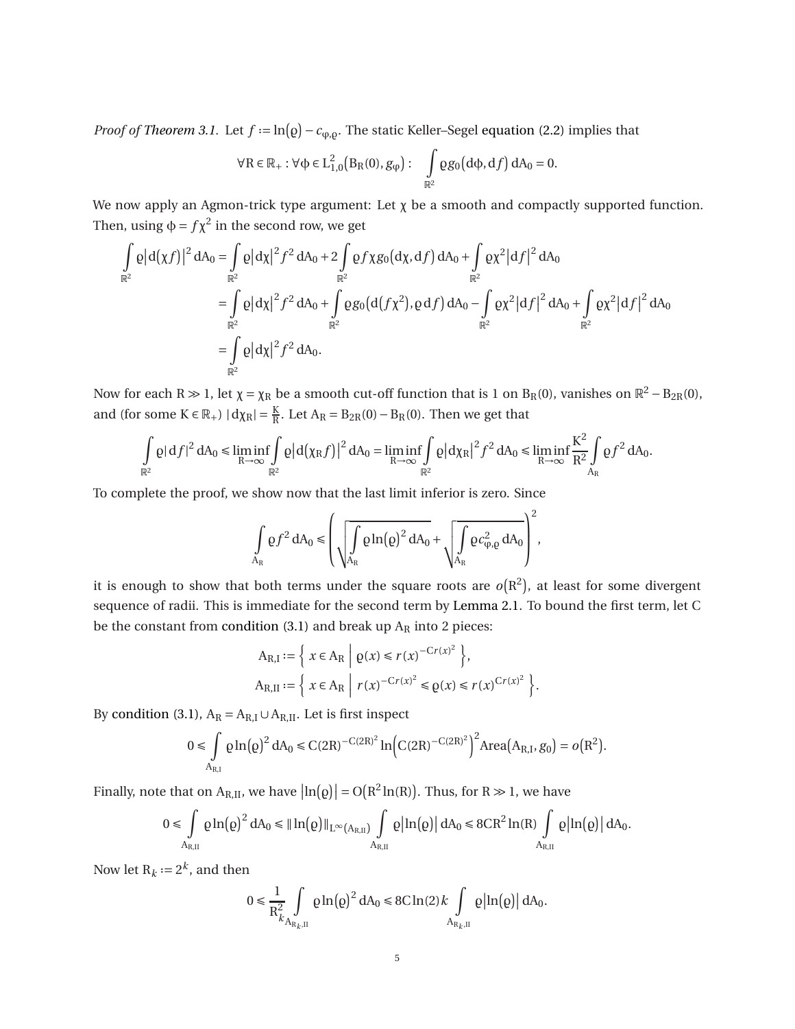*Proof of Theorem 3.1.* Let $f := \ln(\varrho) - c_{\varphi,\varrho}$. The static Keller–Segel equation (2.2) implies that

$$\forall \mathrm{R} \in \mathbb{R}_+ : \forall \phi \in \mathrm{L}^2_{1,0}\big(\mathrm{B}_\mathrm{R}(0), g_\varphi\big) : \quad \int\limits_{\mathbb{R}^2} \varrho g_0\big(\mathrm{d}\phi, \mathrm{d}f\big)\,\mathrm{dA}_0 = 0.$$

We now apply an Agmon-trick type argument: Let $\chi$ be a smooth and compactly supported function. Then, using $\phi = f\chi^2$ in the second row, we get

$$\begin{aligned}
\int\limits_{\mathbb{R}^2} \varrho\big|\mathrm{d}(\chi f)\big|^2\,\mathrm{dA}_0 &= \int\limits_{\mathbb{R}^2} \varrho\big|\mathrm{d}\chi\big|^2 f^2\,\mathrm{dA}_0 + 2\int\limits_{\mathbb{R}^2} \varrho f\chi g_0\big(\mathrm{d}\chi, \mathrm{d}f\big)\,\mathrm{dA}_0 + \int\limits_{\mathbb{R}^2} \varrho\chi^2\big|\mathrm{d}f\big|^2\,\mathrm{dA}_0 \\
&= \int\limits_{\mathbb{R}^2} \varrho\big|\mathrm{d}\chi\big|^2 f^2\,\mathrm{dA}_0 + \int\limits_{\mathbb{R}^2} \varrho g_0\big(\mathrm{d}(f\chi^2), \varrho\,\mathrm{d}f\big)\,\mathrm{dA}_0 - \int\limits_{\mathbb{R}^2} \varrho\chi^2\big|\mathrm{d}f\big|^2\,\mathrm{dA}_0 + \int\limits_{\mathbb{R}^2} \varrho\chi^2\big|\mathrm{d}f\big|^2\,\mathrm{dA}_0 \\
&= \int\limits_{\mathbb{R}^2} \varrho\big|\mathrm{d}\chi\big|^2 f^2\,\mathrm{dA}_0.
\end{aligned}$$

Now for each $\mathrm{R} \gg 1$, let $\chi = \chi_\mathrm{R}$ be a smooth cut-off function that is 1 on $\mathrm{B}_\mathrm{R}(0)$, vanishes on $\mathbb{R}^2 - \mathrm{B}_{2\mathrm{R}}(0)$, and (for some $\mathrm{K} \in \mathbb{R}_+$) $|\mathrm{d}\chi_\mathrm{R}| = \frac{\mathrm{K}}{\mathrm{R}}$. Let $\mathrm{A}_\mathrm{R} = \mathrm{B}_{2\mathrm{R}}(0) - \mathrm{B}_\mathrm{R}(0)$. Then we get that

$$\int\limits_{\mathbb{R}^2} \varrho|\,\mathrm{d}f|^2\,\mathrm{dA}_0 \leqslant \liminf_{\mathrm{R}\to\infty} \int\limits_{\mathbb{R}^2} \varrho\big|\mathrm{d}(\chi_\mathrm{R} f)\big|^2\,\mathrm{dA}_0 = \liminf_{\mathrm{R}\to\infty} \int\limits_{\mathbb{R}^2} \varrho\big|\mathrm{d}\chi_\mathrm{R}\big|^2 f^2\,\mathrm{dA}_0 \leqslant \liminf_{\mathrm{R}\to\infty} \frac{\mathrm{K}^2}{\mathrm{R}^2} \int\limits_{\mathrm{A}_\mathrm{R}} \varrho f^2\,\mathrm{dA}_0.$$

To complete the proof, we show now that the last limit inferior is zero. Since

$$\int\limits_{\mathrm{A}_\mathrm{R}} \varrho f^2\,\mathrm{dA}_0 \leqslant \left(\sqrt{\int\limits_{\mathrm{A}_\mathrm{R}} \varrho \ln(\varrho)^2\,\mathrm{dA}_0} + \sqrt{\int\limits_{\mathrm{A}_\mathrm{R}} \varrho c_{\varphi,\varrho}^2\,\mathrm{dA}_0}\right)^2,$$

it is enough to show that both terms under the square roots are $o(\mathrm{R}^2)$, at least for some divergent sequence of radii. This is immediate for the second term by Lemma 2.1. To bound the first term, let C be the constant from condition (3.1) and break up $\mathrm{A}_\mathrm{R}$ into 2 pieces:

$$\begin{aligned}
\mathrm{A}_{\mathrm{R,I}} &:= \left\{\, x \in \mathrm{A}_\mathrm{R} \;\middle|\; \varrho(x) \leqslant r(x)^{-\mathrm{C}r(x)^2} \,\right\}, \\
\mathrm{A}_{\mathrm{R,II}} &:= \left\{\, x \in \mathrm{A}_\mathrm{R} \;\middle|\; r(x)^{-\mathrm{C}r(x)^2} \leqslant \varrho(x) \leqslant r(x)^{\mathrm{C}r(x)^2} \,\right\}.
\end{aligned}$$

By condition (3.1), $\mathrm{A}_\mathrm{R} = \mathrm{A}_{\mathrm{R,I}} \cup \mathrm{A}_{\mathrm{R,II}}$. Let is first inspect

$$0 \leqslant \int\limits_{\mathrm{A}_{\mathrm{R,I}}} \varrho \ln(\varrho)^2\,\mathrm{dA}_0 \leqslant \mathrm{C}(2\mathrm{R})^{-\mathrm{C}(2\mathrm{R})^2} \ln\Big(\mathrm{C}(2\mathrm{R})^{-\mathrm{C}(2\mathrm{R})^2}\Big)^2 \mathrm{Area}\big(\mathrm{A}_{\mathrm{R,I}}, g_0\big) = o\big(\mathrm{R}^2\big).$$

Finally, note that on $\mathrm{A}_{\mathrm{R,II}}$, we have $\big|\ln(\varrho)\big| = \mathrm{O}\big(\mathrm{R}^2\ln(\mathrm{R})\big)$. Thus, for $\mathrm{R} \gg 1$, we have

$$0 \leqslant \int\limits_{\mathrm{A}_{\mathrm{R,II}}} \varrho \ln(\varrho)^2\,\mathrm{dA}_0 \leqslant \|\ln(\varrho)\|_{\mathrm{L}^\infty(\mathrm{A}_{\mathrm{R,II}})} \int\limits_{\mathrm{A}_{\mathrm{R,II}}} \varrho\big|\ln(\varrho)\big|\,\mathrm{dA}_0 \leqslant 8\mathrm{C}\mathrm{R}^2\ln(\mathrm{R}) \int\limits_{\mathrm{A}_{\mathrm{R,II}}} \varrho\big|\ln(\varrho)\big|\,\mathrm{dA}_0.$$

Now let $\mathrm{R}_k := 2^k$, and then

$$0 \leqslant \frac{1}{\mathrm{R}_k^2} \int\limits_{\mathrm{A}_{\mathrm{R}_k,\mathrm{II}}} \varrho \ln(\varrho)^2\,\mathrm{dA}_0 \leqslant 8\mathrm{C}\ln(2)k \int\limits_{\mathrm{A}_{\mathrm{R}_k,\mathrm{II}}} \varrho\big|\ln(\varrho)\big|\,\mathrm{dA}_0.$$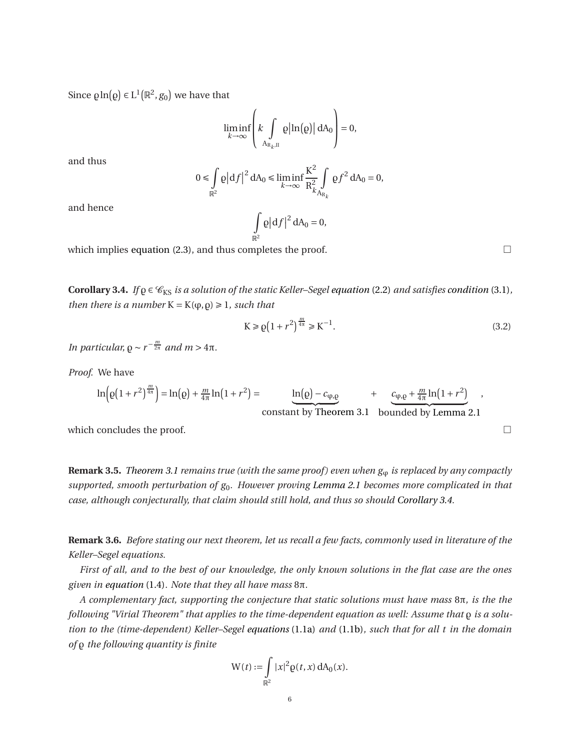Since $\varrho \ln(\varrho) \in L^1(\mathbb{R}^2, g_0)$ we have that

$$\liminf_{k\to\infty} \left( k \int\limits_{A_{R_k,II}} \varrho |\ln(\varrho)| \, dA_0 \right) = 0,$$

and thus

$$0 \leqslant \int\limits_{\mathbb{R}^2} \varrho |df|^2 \, dA_0 \leqslant \liminf_{k\to\infty} \frac{K^2}{R_k^2} \int\limits_{A_{R_k}} \varrho f^2 \, dA_0 = 0,$$

and hence

$$\int\limits_{\mathbb{R}^2} \varrho |df|^2 \, dA_0 = 0,$$

which implies equation (2.3), and thus completes the proof. □

**Corollary 3.4.** *If $\varrho \in \mathscr{C}_{KS}$ is a solution of the static Keller–Segel equation (2.2) and satisfies condition (3.1), then there is a number $K = K(\varphi, \varrho) \geqslant 1$, such that*

$$K \geqslant \varrho \left(1 + r^2\right)^{\frac{m}{4\pi}} \geqslant K^{-1}. \tag{3.2}$$

*In particular, $\varrho \sim r^{-\frac{m}{2\pi}}$ and $m > 4\pi$.*

*Proof.* We have

$$\ln\left(\varrho\left(1 + r^2\right)^{\frac{m}{4\pi}}\right) = \ln(\varrho) + \tfrac{m}{4\pi} \ln\left(1 + r^2\right) = \underbrace{\ln(\varrho) - c_{\varphi,\varrho}}_{\text{constant by Theorem 3.1}} + \underbrace{c_{\varphi,\varrho} + \tfrac{m}{4\pi} \ln\left(1 + r^2\right)}_{\text{bounded by Lemma 2.1}},$$

which concludes the proof. □

**Remark 3.5.** *Theorem 3.1 remains true (with the same proof) even when $g_\varphi$ is replaced by any compactly supported, smooth perturbation of $g_0$. However proving Lemma 2.1 becomes more complicated in that case, although conjecturally, that claim should still hold, and thus so should Corollary 3.4.*

**Remark 3.6.** *Before stating our next theorem, let us recall a few facts, commonly used in literature of the Keller–Segel equations.*

*First of all, and to the best of our knowledge, the only known solutions in the flat case are the ones given in equation (1.4). Note that they all have mass $8\pi$.*

*A complementary fact, supporting the conjecture that static solutions must have mass $8\pi$, is the the following "Virial Theorem" that applies to the time-dependent equation as well: Assume that $\varrho$ is a solution to the (time-dependent) Keller–Segel equations (1.1a) and (1.1b), such that for all $t$ in the domain of $\varrho$ the following quantity is finite*

$$W(t) := \int\limits_{\mathbb{R}^2} |x|^2 \varrho(t, x) \, dA_0(x).$$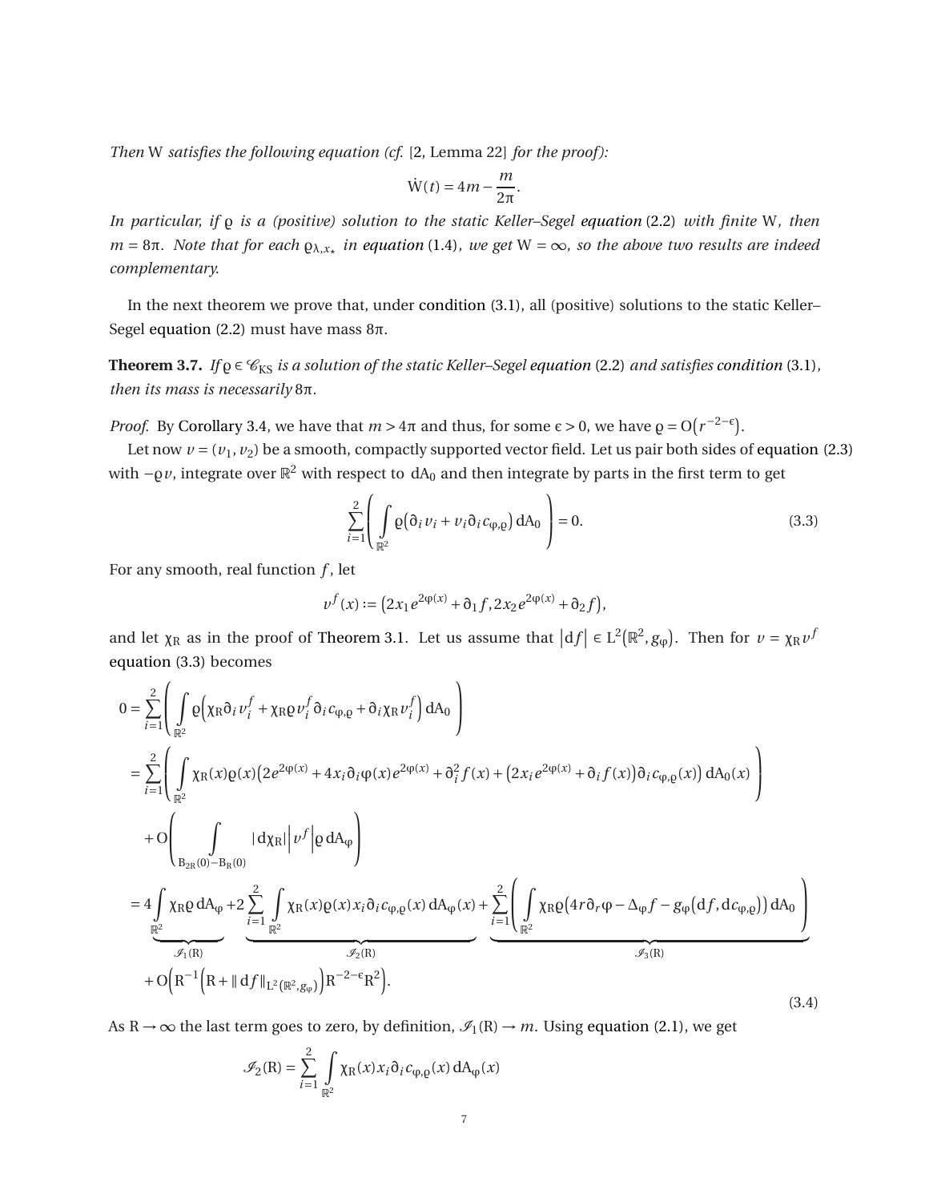*Then* W *satisfies the following equation (cf.* [2, Lemma 22] *for the proof):*

$$\dot{W}(t) = 4m - \frac{m}{2\pi}.$$

*In particular, if* $\varrho$ *is a (positive) solution to the static Keller–Segel equation* (2.2) *with finite* W*, then* $m = 8\pi$*. Note that for each* $\varrho_{\lambda,x_\star}$ *in equation* (1.4)*, we get* $W = \infty$*, so the above two results are indeed complementary.*

In the next theorem we prove that, under condition (3.1), all (positive) solutions to the static Keller–Segel equation (2.2) must have mass $8\pi$.

**Theorem 3.7.** *If* $\varrho \in \mathscr{C}_{KS}$ *is a solution of the static Keller–Segel equation* (2.2) *and satisfies condition* (3.1)*, then its mass is necessarily* $8\pi$*.*

*Proof.* By Corollary 3.4, we have that $m > 4\pi$ and thus, for some $\epsilon > 0$, we have $\varrho = O\big(r^{-2-\epsilon}\big)$.

Let now $v = (v_1, v_2)$ be a smooth, compactly supported vector field. Let us pair both sides of equation (2.3) with $-\varrho v$, integrate over $\mathbb{R}^2$ with respect to $dA_0$ and then integrate by parts in the first term to get

$$\sum_{i=1}^{2}\left(\int_{\mathbb{R}^2} \varrho\big(\partial_i v_i + v_i \partial_i c_{\varphi,\varrho}\big)\, dA_0\right) = 0. \tag{3.3}$$

For any smooth, real function $f$, let

$$v^f(x) := \big(2x_1 e^{2\varphi(x)} + \partial_1 f, 2x_2 e^{2\varphi(x)} + \partial_2 f\big),$$

and let $\chi_R$ as in the proof of Theorem 3.1. Let us assume that $\big|df\big| \in L^2\big(\mathbb{R}^2, g_\varphi\big)$. Then for $v = \chi_R v^f$ equation (3.3) becomes

$$\begin{aligned}
0 &= \sum_{i=1}^{2}\left(\int_{\mathbb{R}^2} \varrho\Big(\chi_R \partial_i v_i^f + \chi_R \varrho v_i^f \partial_i c_{\varphi,\varrho} + \partial_i \chi_R v_i^f\Big)\, dA_0\right) \\
&= \sum_{i=1}^{2}\left(\int_{\mathbb{R}^2} \chi_R(x)\varrho(x)\big(2e^{2\varphi(x)} + 4x_i \partial_i \varphi(x) e^{2\varphi(x)} + \partial_i^2 f(x) + \big(2x_i e^{2\varphi(x)} + \partial_i f(x)\big)\partial_i c_{\varphi,\varrho}(x)\big)\, dA_0(x)\right) \\
&\quad + O\left(\int_{B_{2R}(0)-B_R(0)} |d\chi_R|\Big|v^f\Big|\varrho\, dA_\varphi\right) \\
&= \underbrace{4\int_{\mathbb{R}^2} \chi_R \varrho\, dA_\varphi}_{\mathscr{I}_1(R)} + \underbrace{2\sum_{i=1}^{2}\int_{\mathbb{R}^2} \chi_R(x)\varrho(x) x_i \partial_i c_{\varphi,\varrho}(x)\, dA_\varphi(x)}_{\mathscr{I}_2(R)} + \underbrace{\sum_{i=1}^{2}\left(\int_{\mathbb{R}^2} \chi_R \varrho\big(4r\partial_r \varphi - \Delta_\varphi f - g_\varphi\big(df, dc_{\varphi,\varrho}\big)\big)\, dA_0\right)}_{\mathscr{I}_3(R)} \\
&\quad + O\Big(R^{-1}\Big(R + \|df\|_{L^2(\mathbb{R}^2, g_\varphi)}\Big)R^{-2-\epsilon}R^2\Big).
\end{aligned} \tag{3.4}$$

As $R \to \infty$ the last term goes to zero, by definition, $\mathscr{I}_1(R) \to m$. Using equation (2.1), we get

$$\mathscr{I}_2(R) = \sum_{i=1}^{2}\int_{\mathbb{R}^2} \chi_R(x) x_i \partial_i c_{\varphi,\varrho}(x)\, dA_\varphi(x)$$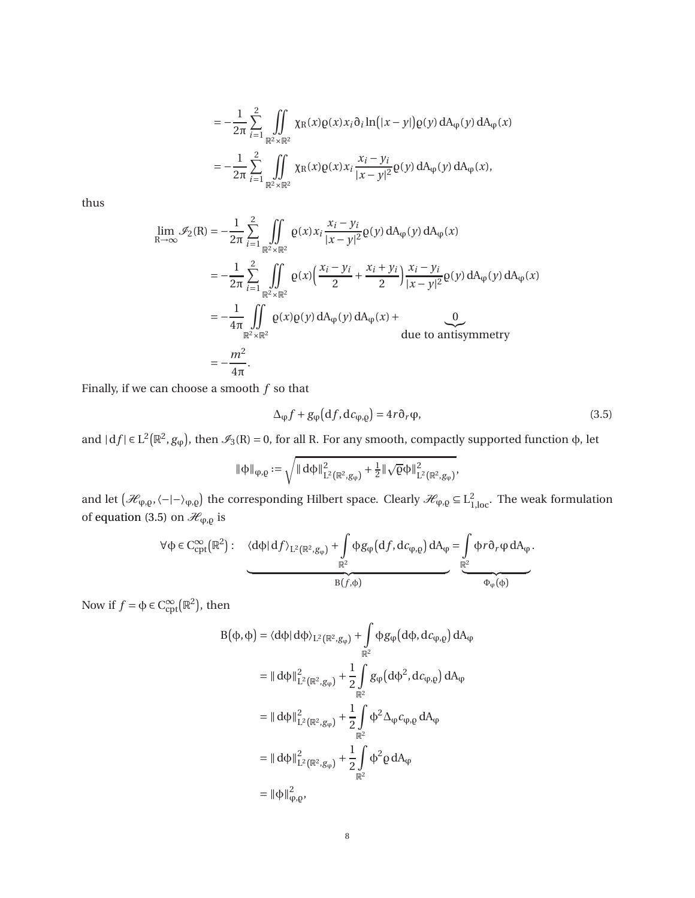$$
\begin{aligned}
&= -\frac{1}{2\pi}\sum_{i=1}^{2}\iint\limits_{\mathbb{R}^2\times\mathbb{R}^2} \chi_{\mathrm{R}}(x)\varrho(x)x_i\partial_i\ln\big(|x-y|\big)\varrho(y)\,\mathrm{dA}_\varphi(y)\,\mathrm{dA}_\varphi(x)\\
&= -\frac{1}{2\pi}\sum_{i=1}^{2}\iint\limits_{\mathbb{R}^2\times\mathbb{R}^2} \chi_{\mathrm{R}}(x)\varrho(x)x_i\frac{x_i-y_i}{|x-y|^2}\varrho(y)\,\mathrm{dA}_\varphi(y)\,\mathrm{dA}_\varphi(x),
\end{aligned}
$$

thus

$$
\begin{aligned}
\lim_{\mathrm{R}\to\infty}\mathscr{I}_2(\mathrm{R}) &= -\frac{1}{2\pi}\sum_{i=1}^{2}\iint\limits_{\mathbb{R}^2\times\mathbb{R}^2} \varrho(x)x_i\frac{x_i-y_i}{|x-y|^2}\varrho(y)\,\mathrm{dA}_\varphi(y)\,\mathrm{dA}_\varphi(x)\\
&= -\frac{1}{2\pi}\sum_{i=1}^{2}\iint\limits_{\mathbb{R}^2\times\mathbb{R}^2} \varrho(x)\Big(\frac{x_i-y_i}{2}+\frac{x_i+y_i}{2}\Big)\frac{x_i-y_i}{|x-y|^2}\varrho(y)\,\mathrm{dA}_\varphi(y)\,\mathrm{dA}_\varphi(x)\\
&= -\frac{1}{4\pi}\iint\limits_{\mathbb{R}^2\times\mathbb{R}^2}\varrho(x)\varrho(y)\,\mathrm{dA}_\varphi(y)\,\mathrm{dA}_\varphi(x) + \underbrace{0}_{\text{due to antisymmetry}}\\
&= -\frac{m^2}{4\pi}.
\end{aligned}
$$

Finally, if we can choose a smooth $f$ so that

$$
\Delta_\varphi f + g_\varphi\big(\mathrm{d}f,\mathrm{d}c_{\varphi,\varrho}\big) = 4r\partial_r\varphi, \tag{3.5}
$$

and $|\mathrm{d}f| \in \mathrm{L}^2\big(\mathbb{R}^2, g_\varphi\big)$, then $\mathscr{I}_3(\mathrm{R}) = 0$, for all R. For any smooth, compactly supported function $\phi$, let

$$
\|\phi\|_{\varphi,\varrho} := \sqrt{\|\mathrm{d}\phi\|^2_{\mathrm{L}^2(\mathbb{R}^2,g_\varphi)} + \tfrac{1}{2}\|\sqrt{\varrho}\phi\|^2_{\mathrm{L}^2(\mathbb{R}^2,g_\varphi)}},
$$

and let $\big(\mathscr{H}_{\varphi,\varrho}, \langle -|-\rangle_{\varphi,\varrho}\big)$ the corresponding Hilbert space. Clearly $\mathscr{H}_{\varphi,\varrho} \subseteq \mathrm{L}^2_{1,\mathrm{loc}}$. The weak formulation of equation (3.5) on $\mathscr{H}_{\varphi,\varrho}$ is

$$
\forall\phi\in\mathrm{C}^\infty_{\mathrm{cpt}}\big(\mathbb{R}^2\big): \quad \underbrace{\langle\mathrm{d}\phi|\,\mathrm{d}f\rangle_{\mathrm{L}^2(\mathbb{R}^2,g_\varphi)} + \int_{\mathbb{R}^2}\phi g_\varphi\big(\mathrm{d}f,\mathrm{d}c_{\varphi,\varrho}\big)\,\mathrm{dA}_\varphi}_{\mathrm{B}(f,\phi)} = \underbrace{\int_{\mathbb{R}^2}\phi r\partial_r\varphi\,\mathrm{dA}_\varphi}_{\Phi_\varphi(\phi)}.
$$

Now if $f = \phi \in \mathrm{C}^\infty_{\mathrm{cpt}}\big(\mathbb{R}^2\big)$, then

$$
\begin{aligned}
\mathrm{B}\big(\phi,\phi\big) &= \langle\mathrm{d}\phi|\,\mathrm{d}\phi\rangle_{\mathrm{L}^2(\mathbb{R}^2,g_\varphi)} + \int_{\mathbb{R}^2}\phi g_\varphi\big(\mathrm{d}\phi,\mathrm{d}c_{\varphi,\varrho}\big)\,\mathrm{dA}_\varphi\\
&= \|\mathrm{d}\phi\|^2_{\mathrm{L}^2(\mathbb{R}^2,g_\varphi)} + \frac{1}{2}\int_{\mathbb{R}^2} g_\varphi\big(\mathrm{d}\phi^2,\mathrm{d}c_{\varphi,\varrho}\big)\,\mathrm{dA}_\varphi\\
&= \|\mathrm{d}\phi\|^2_{\mathrm{L}^2(\mathbb{R}^2,g_\varphi)} + \frac{1}{2}\int_{\mathbb{R}^2}\phi^2\Delta_\varphi c_{\varphi,\varrho}\,\mathrm{dA}_\varphi\\
&= \|\mathrm{d}\phi\|^2_{\mathrm{L}^2(\mathbb{R}^2,g_\varphi)} + \frac{1}{2}\int_{\mathbb{R}^2}\phi^2\varrho\,\mathrm{dA}_\varphi\\
&= \|\phi\|^2_{\varphi,\varrho},
\end{aligned}
$$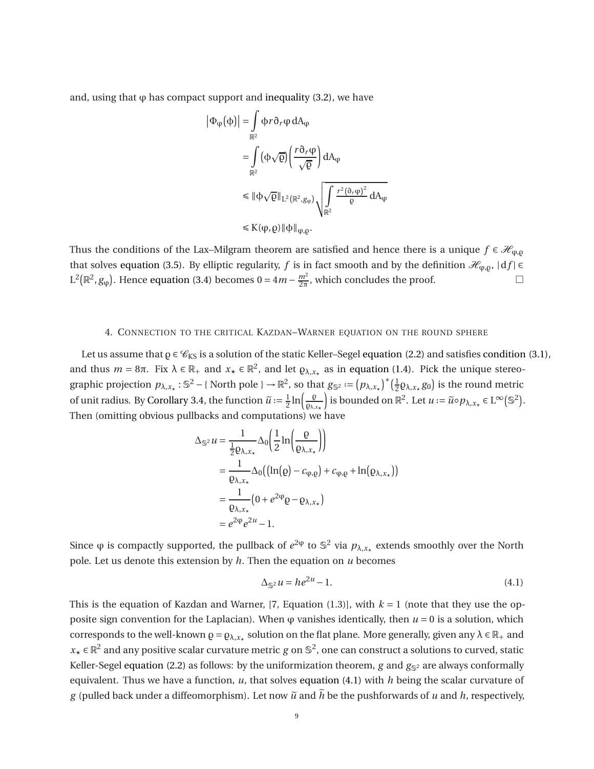and, using that $\varphi$ has compact support and inequality (3.2), we have

$$
\begin{aligned}
\left|\Phi_\varphi(\phi)\right| &= \int_{\mathbb{R}^2} \phi r \partial_r \varphi \, \mathrm{d}A_\varphi \\
&= \int_{\mathbb{R}^2} \left(\phi\sqrt{\varrho}\right)\left(\frac{r\partial_r\varphi}{\sqrt{\varrho}}\right) \mathrm{d}A_\varphi \\
&\leqslant \|\phi\sqrt{\varrho}\|_{L^2(\mathbb{R}^2, g_\varphi)} \sqrt{\int_{\mathbb{R}^2} \frac{r^2(\partial_r\varphi)^2}{\varrho} \mathrm{d}A_\varphi} \\
&\leqslant K(\varphi,\varrho)\|\phi\|_{\varphi,\varrho}.
\end{aligned}
$$

Thus the conditions of the Lax–Milgram theorem are satisfied and hence there is a unique $f \in \mathscr{H}_{\varphi,\varrho}$ that solves equation (3.5). By elliptic regularity, $f$ is in fact smooth and by the definition $\mathscr{H}_{\varphi,\varrho}$, $|\mathrm{d}f| \in L^2(\mathbb{R}^2, g_\varphi)$. Hence equation (3.4) becomes $0 = 4m - \frac{m^2}{2\pi}$, which concludes the proof. □

## 4. Connection to the critical Kazdan–Warner equation on the round sphere

Let us assume that $\varrho \in \mathscr{C}_{\mathrm{KS}}$ is a solution of the static Keller–Segel equation (2.2) and satisfies condition (3.1), and thus $m = 8\pi$. Fix $\lambda \in \mathbb{R}_+$ and $x_\star \in \mathbb{R}^2$, and let $\varrho_{\lambda,x_\star}$ as in equation (1.4). Pick the unique stereographic projection $p_{\lambda,x_\star} : \mathbb{S}^2 - \{\text{North pole}\} \to \mathbb{R}^2$, so that $g_{\mathbb{S}^2} := \left(p_{\lambda,x_\star}\right)^*\left(\frac{1}{2}\varrho_{\lambda,x_\star} g_0\right)$ is the round metric of unit radius. By Corollary 3.4, the function $\widetilde{u} := \frac{1}{2}\ln\left(\frac{\varrho}{\varrho_{\lambda,x_\star}}\right)$ is bounded on $\mathbb{R}^2$. Let $u := \widetilde{u} \circ p_{\lambda,x_\star} \in L^\infty(\mathbb{S}^2)$. Then (omitting obvious pullbacks and computations) we have

$$
\begin{aligned}
\Delta_{\mathbb{S}^2} u &= \frac{1}{\frac{1}{2}\varrho_{\lambda,x_\star}} \Delta_0\left(\frac{1}{2}\ln\left(\frac{\varrho}{\varrho_{\lambda,x_\star}}\right)\right) \\
&= \frac{1}{\varrho_{\lambda,x_\star}} \Delta_0\left(\left(\ln(\varrho) - c_{\varphi,\varrho}\right) + c_{\varphi,\varrho} + \ln\left(\varrho_{\lambda,x_\star}\right)\right) \\
&= \frac{1}{\varrho_{\lambda,x_\star}}\left(0 + e^{2\varphi}\varrho - \varrho_{\lambda,x_\star}\right) \\
&= e^{2\varphi} e^{2u} - 1.
\end{aligned}
$$

Since $\varphi$ is compactly supported, the pullback of $e^{2\varphi}$ to $\mathbb{S}^2$ via $p_{\lambda,x_\star}$ extends smoothly over the North pole. Let us denote this extension by $h$. Then the equation on $u$ becomes

$$
\Delta_{\mathbb{S}^2} u = h e^{2u} - 1. \tag{4.1}
$$

This is the equation of Kazdan and Warner, [7, Equation (1.3)], with $k = 1$ (note that they use the opposite sign convention for the Laplacian). When $\varphi$ vanishes identically, then $u = 0$ is a solution, which corresponds to the well-known $\varrho = \varrho_{\lambda,x_\star}$ solution on the flat plane. More generally, given any $\lambda \in \mathbb{R}_+$ and $x_\star \in \mathbb{R}^2$ and any positive scalar curvature metric $g$ on $\mathbb{S}^2$, one can construct a solutions to curved, static Keller-Segel equation (2.2) as follows: by the uniformization theorem, $g$ and $g_{\mathbb{S}^2}$ are always conformally equivalent. Thus we have a function, $u$, that solves equation (4.1) with $h$ being the scalar curvature of $g$ (pulled back under a diffeomorphism). Let now $\widetilde{u}$ and $\widetilde{h}$ be the pushforwards of $u$ and $h$, respectively,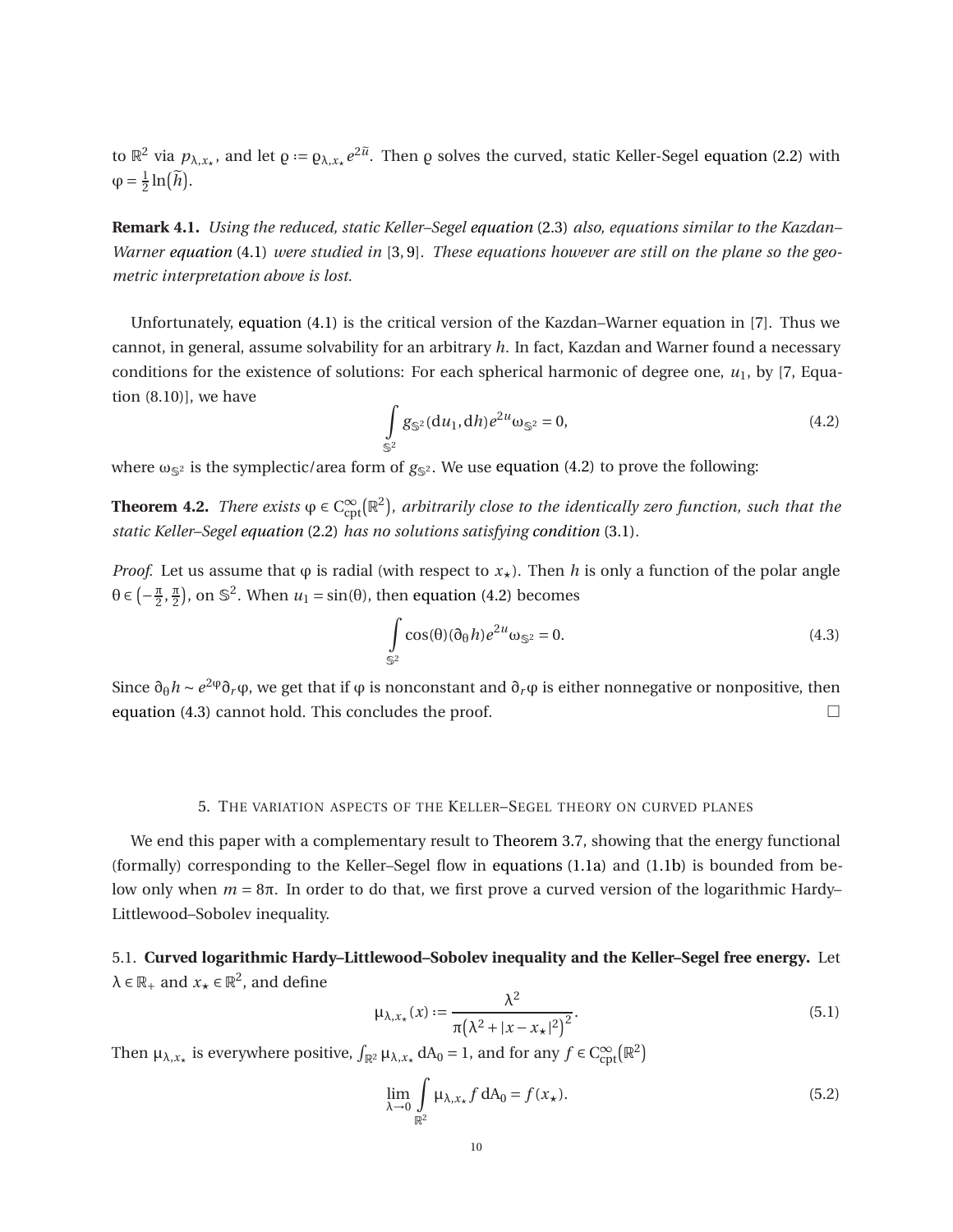to $\mathbb{R}^2$ via $p_{\lambda,x_\star}$, and let $\varrho := \varrho_{\lambda,x_\star} e^{2\widetilde{u}}$. Then $\varrho$ solves the curved, static Keller-Segel equation (2.2) with $\varphi = \frac{1}{2}\ln\big(\widetilde{h}\big)$.

**Remark 4.1.** *Using the reduced, static Keller–Segel equation* (2.3) *also, equations similar to the Kazdan–Warner equation* (4.1) *were studied in* [3, 9]*. These equations however are still on the plane so the geometric interpretation above is lost.*

Unfortunately, equation (4.1) is the critical version of the Kazdan–Warner equation in [7]. Thus we cannot, in general, assume solvability for an arbitrary $h$. In fact, Kazdan and Warner found a necessary conditions for the existence of solutions: For each spherical harmonic of degree one, $u_1$, by [7, Equation (8.10)], we have

$$\int_{\mathbb{S}^2} g_{\mathbb{S}^2}(\mathrm{d}u_1, \mathrm{d}h) e^{2u} \omega_{\mathbb{S}^2} = 0, \tag{4.2}$$

where $\omega_{\mathbb{S}^2}$ is the symplectic/area form of $g_{\mathbb{S}^2}$. We use equation (4.2) to prove the following:

**Theorem 4.2.** *There exists $\varphi \in \mathrm{C}^\infty_{\mathrm{cpt}}\big(\mathbb{R}^2\big)$, arbitrarily close to the identically zero function, such that the static Keller–Segel equation* (2.2) *has no solutions satisfying condition* (3.1).

*Proof.* Let us assume that $\varphi$ is radial (with respect to $x_\star$). Then $h$ is only a function of the polar angle $\theta \in \left(-\frac{\pi}{2}, \frac{\pi}{2}\right)$, on $\mathbb{S}^2$. When $u_1 = \sin(\theta)$, then equation (4.2) becomes

$$\int_{\mathbb{S}^2} \cos(\theta)(\partial_\theta h) e^{2u} \omega_{\mathbb{S}^2} = 0. \tag{4.3}$$

Since $\partial_\theta h \sim e^{2\varphi}\partial_r \varphi$, we get that if $\varphi$ is nonconstant and $\partial_r \varphi$ is either nonnegative or nonpositive, then equation (4.3) cannot hold. This concludes the proof. □

## 5. The variation aspects of the Keller–Segel theory on curved planes

We end this paper with a complementary result to Theorem 3.7, showing that the energy functional (formally) corresponding to the Keller–Segel flow in equations (1.1a) and (1.1b) is bounded from below only when $m = 8\pi$. In order to do that, we first prove a curved version of the logarithmic Hardy–Littlewood–Sobolev inequality.

5.1. **Curved logarithmic Hardy–Littlewood–Sobolev inequality and the Keller–Segel free energy.** Let $\lambda \in \mathbb{R}_+$ and $x_\star \in \mathbb{R}^2$, and define

$$\mu_{\lambda,x_\star}(x) := \frac{\lambda^2}{\pi\big(\lambda^2 + |x - x_\star|^2\big)^2}. \tag{5.1}$$

Then $\mu_{\lambda,x_\star}$ is everywhere positive, $\int_{\mathbb{R}^2} \mu_{\lambda,x_\star} \, \mathrm{dA}_0 = 1$, and for any $f \in \mathrm{C}^\infty_{\mathrm{cpt}}\big(\mathbb{R}^2\big)$

$$\lim_{\lambda \to 0} \int_{\mathbb{R}^2} \mu_{\lambda,x_\star} f \, \mathrm{dA}_0 = f(x_\star). \tag{5.2}$$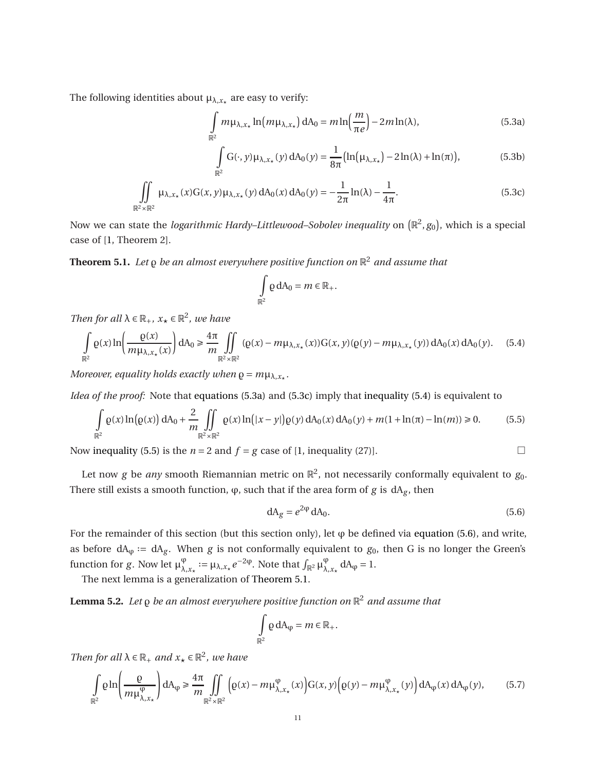The following identities about $\mu_{\lambda,x_\star}$ are easy to verify:

$$\int_{\mathbb{R}^2} m\mu_{\lambda,x_\star} \ln\big(m\mu_{\lambda,x_\star}\big)\, \mathrm{dA}_0 = m\ln\Big(\frac{m}{\pi e}\Big) - 2m\ln(\lambda), \tag{5.3a}$$

$$\int_{\mathbb{R}^2} \mathrm{G}(\cdot, y)\mu_{\lambda,x_\star}(y)\, \mathrm{dA}_0(y) = \frac{1}{8\pi}\big(\ln\big(\mu_{\lambda,x_\star}\big) - 2\ln(\lambda) + \ln(\pi)\big), \tag{5.3b}$$

$$\iint_{\mathbb{R}^2\times\mathbb{R}^2} \mu_{\lambda,x_\star}(x)\mathrm{G}(x,y)\mu_{\lambda,x_\star}(y)\, \mathrm{dA}_0(x)\, \mathrm{dA}_0(y) = -\frac{1}{2\pi}\ln(\lambda) - \frac{1}{4\pi}. \tag{5.3c}$$

Now we can state the *logarithmic Hardy–Littlewood–Sobolev inequality* on $(\mathbb{R}^2, g_0)$, which is a special case of [1, Theorem 2].

**Theorem 5.1.** *Let $\varrho$ be an almost everywhere positive function on $\mathbb{R}^2$ and assume that*

$$\int_{\mathbb{R}^2} \varrho\, \mathrm{dA}_0 = m \in \mathbb{R}_+.$$

*Then for all $\lambda \in \mathbb{R}_+$, $x_\star \in \mathbb{R}^2$, we have*

$$\int_{\mathbb{R}^2} \varrho(x)\ln\bigg(\frac{\varrho(x)}{m\mu_{\lambda,x_\star}(x)}\bigg)\, \mathrm{dA}_0 \geqslant \frac{4\pi}{m}\iint_{\mathbb{R}^2\times\mathbb{R}^2} (\varrho(x) - m\mu_{\lambda,x_\star}(x))\mathrm{G}(x,y)(\varrho(y) - m\mu_{\lambda,x_\star}(y))\, \mathrm{dA}_0(x)\, \mathrm{dA}_0(y). \tag{5.4}$$

*Moreover, equality holds exactly when $\varrho = m\mu_{\lambda,x_\star}$.*

*Idea of the proof:* Note that equations (5.3a) and (5.3c) imply that inequality (5.4) is equivalent to

$$\int_{\mathbb{R}^2} \varrho(x)\ln\big(\varrho(x)\big)\, \mathrm{dA}_0 + \frac{2}{m}\iint_{\mathbb{R}^2\times\mathbb{R}^2} \varrho(x)\ln\big(|x-y|\big)\varrho(y)\, \mathrm{dA}_0(x)\, \mathrm{dA}_0(y) + m(1 + \ln(\pi) - \ln(m)) \geqslant 0. \tag{5.5}$$

Now inequality (5.5) is the $n = 2$ and $f = g$ case of [1, inequality (27)]. □

Let now $g$ be *any* smooth Riemannian metric on $\mathbb{R}^2$, not necessarily conformally equivalent to $g_0$. There still exists a smooth function, $\varphi$, such that if the area form of $g$ is $\mathrm{dA}_g$, then

$$\mathrm{dA}_g = e^{2\varphi}\, \mathrm{dA}_0. \tag{5.6}$$

For the remainder of this section (but this section only), let $\varphi$ be defined via equation (5.6), and write, as before $\mathrm{dA}_\varphi := \mathrm{dA}_g$. When $g$ is not conformally equivalent to $g_0$, then G is no longer the Green's function for $g$. Now let $\mu^\varphi_{\lambda,x_\star} := \mu_{\lambda,x_\star} e^{-2\varphi}$. Note that $\int_{\mathbb{R}^2} \mu^\varphi_{\lambda,x_\star}\, \mathrm{dA}_\varphi = 1$.

The next lemma is a generalization of Theorem 5.1.

**Lemma 5.2.** *Let $\varrho$ be an almost everywhere positive function on $\mathbb{R}^2$ and assume that*

$$\int_{\mathbb{R}^2} \varrho\, \mathrm{dA}_\varphi = m \in \mathbb{R}_+.$$

*Then for all $\lambda \in \mathbb{R}_+$ and $x_\star \in \mathbb{R}^2$, we have*

$$\int_{\mathbb{R}^2} \varrho\ln\bigg(\frac{\varrho}{m\mu^\varphi_{\lambda,x_\star}}\bigg)\, \mathrm{dA}_\varphi \geqslant \frac{4\pi}{m}\iint_{\mathbb{R}^2\times\mathbb{R}^2} \Big(\varrho(x) - m\mu^\varphi_{\lambda,x_\star}(x)\Big)\mathrm{G}(x,y)\Big(\varrho(y) - m\mu^\varphi_{\lambda,x_\star}(y)\Big)\, \mathrm{dA}_\varphi(x)\, \mathrm{dA}_\varphi(y), \tag{5.7}$$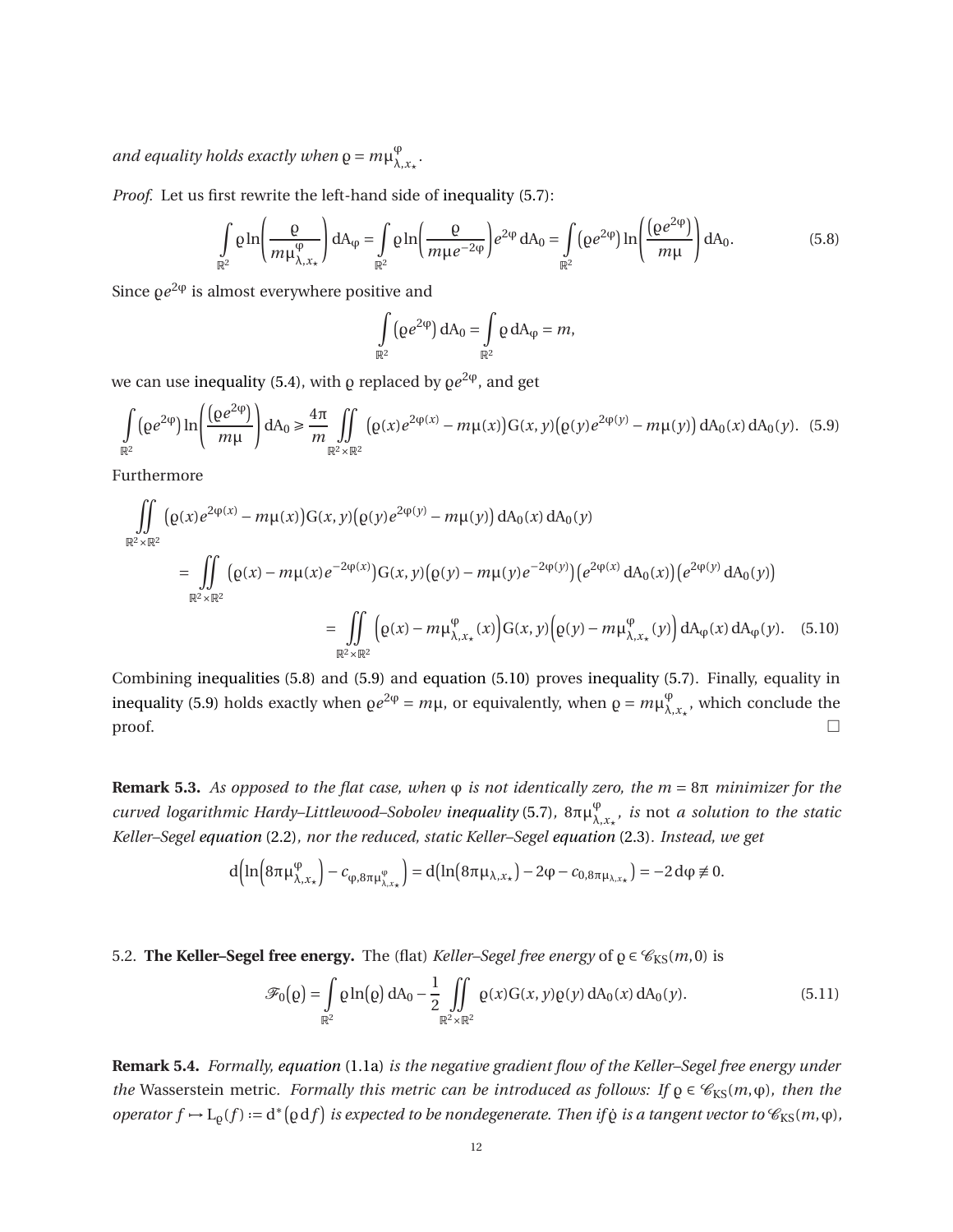*and equality holds exactly when* $\varrho = m\mu^{\varphi}_{\lambda,x_\star}$.

*Proof.* Let us first rewrite the left-hand side of inequality (5.7):

$$\int_{\mathbb{R}^2} \varrho \ln\left(\frac{\varrho}{m\mu^{\varphi}_{\lambda,x_\star}}\right) \mathrm{dA}_\varphi = \int_{\mathbb{R}^2} \varrho \ln\left(\frac{\varrho}{m\mu e^{-2\varphi}}\right) e^{2\varphi}\, \mathrm{dA}_0 = \int_{\mathbb{R}^2} \left(\varrho e^{2\varphi}\right) \ln\left(\frac{\left(\varrho e^{2\varphi}\right)}{m\mu}\right) \mathrm{dA}_0. \tag{5.8}$$

Since $\varrho e^{2\varphi}$ is almost everywhere positive and

$$\int_{\mathbb{R}^2} \left(\varrho e^{2\varphi}\right) \mathrm{dA}_0 = \int_{\mathbb{R}^2} \varrho\, \mathrm{dA}_\varphi = m,$$

we can use inequality (5.4), with $\varrho$ replaced by $\varrho e^{2\varphi}$, and get

$$\int_{\mathbb{R}^2} \left(\varrho e^{2\varphi}\right) \ln\left(\frac{\left(\varrho e^{2\varphi}\right)}{m\mu}\right) \mathrm{dA}_0 \geqslant \frac{4\pi}{m} \iint_{\mathbb{R}^2\times\mathbb{R}^2} \left(\varrho(x) e^{2\varphi(x)} - m\mu(x)\right) \mathrm{G}(x,y) \left(\varrho(y) e^{2\varphi(y)} - m\mu(y)\right) \mathrm{dA}_0(x)\, \mathrm{dA}_0(y). \tag{5.9}$$

Furthermore

$$\begin{aligned}
&\iint_{\mathbb{R}^2\times\mathbb{R}^2} \left(\varrho(x) e^{2\varphi(x)} - m\mu(x)\right) \mathrm{G}(x,y) \left(\varrho(y) e^{2\varphi(y)} - m\mu(y)\right) \mathrm{dA}_0(x)\, \mathrm{dA}_0(y) \\
&\quad = \iint_{\mathbb{R}^2\times\mathbb{R}^2} \left(\varrho(x) - m\mu(x) e^{-2\varphi(x)}\right) \mathrm{G}(x,y) \left(\varrho(y) - m\mu(y) e^{-2\varphi(y)}\right) \left(e^{2\varphi(x)}\, \mathrm{dA}_0(x)\right) \left(e^{2\varphi(y)}\, \mathrm{dA}_0(y)\right) \\
&\quad = \iint_{\mathbb{R}^2\times\mathbb{R}^2} \left(\varrho(x) - m\mu^{\varphi}_{\lambda,x_\star}(x)\right) \mathrm{G}(x,y) \left(\varrho(y) - m\mu^{\varphi}_{\lambda,x_\star}(y)\right) \mathrm{dA}_\varphi(x)\, \mathrm{dA}_\varphi(y).
\end{aligned} \tag{5.10}$$

Combining inequalities (5.8) and (5.9) and equation (5.10) proves inequality (5.7). Finally, equality in inequality (5.9) holds exactly when $\varrho e^{2\varphi} = m\mu$, or equivalently, when $\varrho = m\mu^{\varphi}_{\lambda,x_\star}$, which conclude the proof. □

**Remark 5.3.** *As opposed to the flat case, when* $\varphi$ *is not identically zero, the* $m = 8\pi$ *minimizer for the curved logarithmic Hardy–Littlewood–Sobolev inequality* (5.7)*,* $8\pi\mu^{\varphi}_{\lambda,x_\star}$*, is* not *a solution to the static Keller–Segel equation* (2.2)*, nor the reduced, static Keller–Segel equation* (2.3)*. Instead, we get*

$$\mathrm{d}\left(\ln\left(8\pi\mu^{\varphi}_{\lambda,x_\star}\right) - c_{\varphi,8\pi\mu^{\varphi}_{\lambda,x_\star}}\right) = \mathrm{d}\left(\ln\left(8\pi\mu_{\lambda,x_\star}\right) - 2\varphi - c_{0,8\pi\mu_{\lambda,x_\star}}\right) = -2\,\mathrm{d}\varphi \not\equiv 0.$$

5.2. **The Keller–Segel free energy.** The (flat) *Keller–Segel free energy* of $\varrho \in \mathscr{C}_{\mathrm{KS}}(m,0)$ is

$$\mathscr{F}_0(\varrho) = \int_{\mathbb{R}^2} \varrho \ln(\varrho)\, \mathrm{dA}_0 - \frac{1}{2} \iint_{\mathbb{R}^2\times\mathbb{R}^2} \varrho(x) \mathrm{G}(x,y) \varrho(y)\, \mathrm{dA}_0(x)\, \mathrm{dA}_0(y). \tag{5.11}$$

**Remark 5.4.** *Formally, equation* (1.1a) *is the negative gradient flow of the Keller–Segel free energy under the* Wasserstein metric*. Formally this metric can be introduced as follows: If* $\varrho \in \mathscr{C}_{\mathrm{KS}}(m,\varphi)$*, then the operator* $f \mapsto \mathrm{L}_\varrho(f) := \mathrm{d}^*\left(\varrho\, \mathrm{d}f\right)$ *is expected to be nondegenerate. Then if* $\dot{\varrho}$ *is a tangent vector to* $\mathscr{C}_{\mathrm{KS}}(m,\varphi)$*,*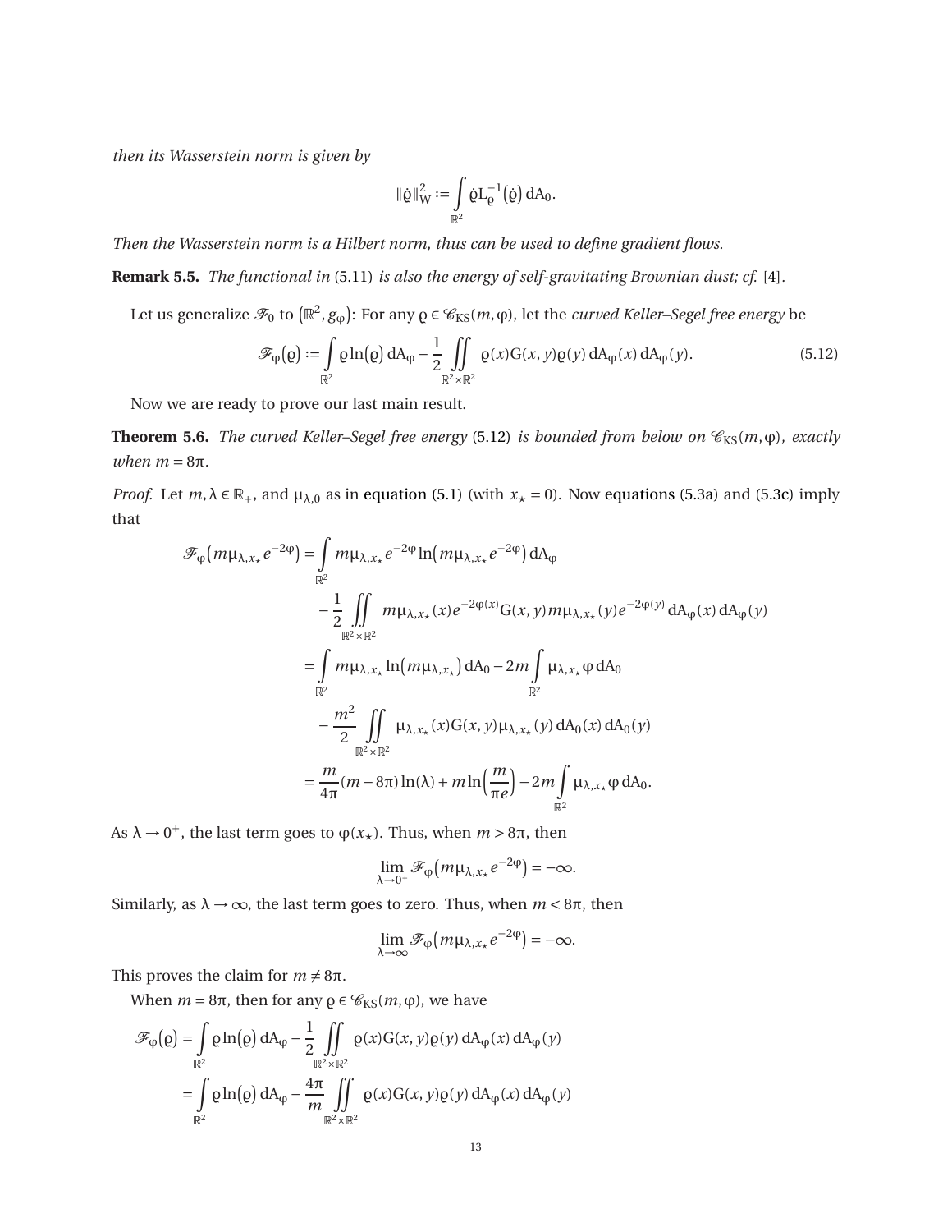*then its Wasserstein norm is given by*

$$\|\dot{\varrho}\|_{\mathrm{W}}^2 := \int_{\mathbb{R}^2} \dot{\varrho}\mathrm{L}_{\varrho}^{-1}(\dot{\varrho})\,\mathrm{dA}_0.$$

*Then the Wasserstein norm is a Hilbert norm, thus can be used to define gradient flows.*

**Remark 5.5.** *The functional in* (5.11) *is also the energy of self-gravitating Brownian dust; cf.* [4].

Let us generalize $\mathscr{F}_0$ to $(\mathbb{R}^2, g_\varphi)$: For any $\varrho \in \mathscr{C}_{\mathrm{KS}}(m,\varphi)$, let the *curved Keller–Segel free energy* be

$$\mathscr{F}_\varphi(\varrho) := \int_{\mathbb{R}^2} \varrho\ln(\varrho)\,\mathrm{dA}_\varphi - \frac{1}{2}\iint_{\mathbb{R}^2\times\mathbb{R}^2} \varrho(x)\mathrm{G}(x,y)\varrho(y)\,\mathrm{dA}_\varphi(x)\,\mathrm{dA}_\varphi(y). \tag{5.12}$$

Now we are ready to prove our last main result.

**Theorem 5.6.** *The curved Keller–Segel free energy* (5.12) *is bounded from below on* $\mathscr{C}_{\mathrm{KS}}(m,\varphi)$*, exactly when* $m = 8\pi$.

*Proof.* Let $m, \lambda \in \mathbb{R}_+$, and $\mu_{\lambda,0}$ as in equation (5.1) (with $x_\star = 0$). Now equations (5.3a) and (5.3c) imply that

$$\begin{aligned}
\mathscr{F}_\varphi\left(m\mu_{\lambda,x_\star}e^{-2\varphi}\right) &= \int_{\mathbb{R}^2} m\mu_{\lambda,x_\star}e^{-2\varphi}\ln\left(m\mu_{\lambda,x_\star}e^{-2\varphi}\right)\mathrm{dA}_\varphi \\
&\quad - \frac{1}{2}\iint_{\mathbb{R}^2\times\mathbb{R}^2} m\mu_{\lambda,x_\star}(x)e^{-2\varphi(x)}\mathrm{G}(x,y)m\mu_{\lambda,x_\star}(y)e^{-2\varphi(y)}\,\mathrm{dA}_\varphi(x)\,\mathrm{dA}_\varphi(y) \\
&= \int_{\mathbb{R}^2} m\mu_{\lambda,x_\star}\ln\left(m\mu_{\lambda,x_\star}\right)\mathrm{dA}_0 - 2m\int_{\mathbb{R}^2} \mu_{\lambda,x_\star}\varphi\,\mathrm{dA}_0 \\
&\quad - \frac{m^2}{2}\iint_{\mathbb{R}^2\times\mathbb{R}^2} \mu_{\lambda,x_\star}(x)\mathrm{G}(x,y)\mu_{\lambda,x_\star}(y)\,\mathrm{dA}_0(x)\,\mathrm{dA}_0(y) \\
&= \frac{m}{4\pi}(m-8\pi)\ln(\lambda) + m\ln\left(\frac{m}{\pi e}\right) - 2m\int_{\mathbb{R}^2} \mu_{\lambda,x_\star}\varphi\,\mathrm{dA}_0.
\end{aligned}$$

As $\lambda \to 0^+$, the last term goes to $\varphi(x_\star)$. Thus, when $m > 8\pi$, then

$$\lim_{\lambda\to 0^+} \mathscr{F}_\varphi\left(m\mu_{\lambda,x_\star}e^{-2\varphi}\right) = -\infty.$$

Similarly, as $\lambda \to \infty$, the last term goes to zero. Thus, when $m < 8\pi$, then

$$\lim_{\lambda\to\infty} \mathscr{F}_\varphi\left(m\mu_{\lambda,x_\star}e^{-2\varphi}\right) = -\infty.$$

This proves the claim for $m \neq 8\pi$.

When $m = 8\pi$, then for any $\varrho \in \mathscr{C}_{\mathrm{KS}}(m,\varphi)$, we have

$$\begin{aligned}
\mathscr{F}_\varphi(\varrho) &= \int_{\mathbb{R}^2} \varrho\ln(\varrho)\,\mathrm{dA}_\varphi - \frac{1}{2}\iint_{\mathbb{R}^2\times\mathbb{R}^2} \varrho(x)\mathrm{G}(x,y)\varrho(y)\,\mathrm{dA}_\varphi(x)\,\mathrm{dA}_\varphi(y) \\
&= \int_{\mathbb{R}^2} \varrho\ln(\varrho)\,\mathrm{dA}_\varphi - \frac{4\pi}{m}\iint_{\mathbb{R}^2\times\mathbb{R}^2} \varrho(x)\mathrm{G}(x,y)\varrho(y)\,\mathrm{dA}_\varphi(x)\,\mathrm{dA}_\varphi(y)
\end{aligned}$$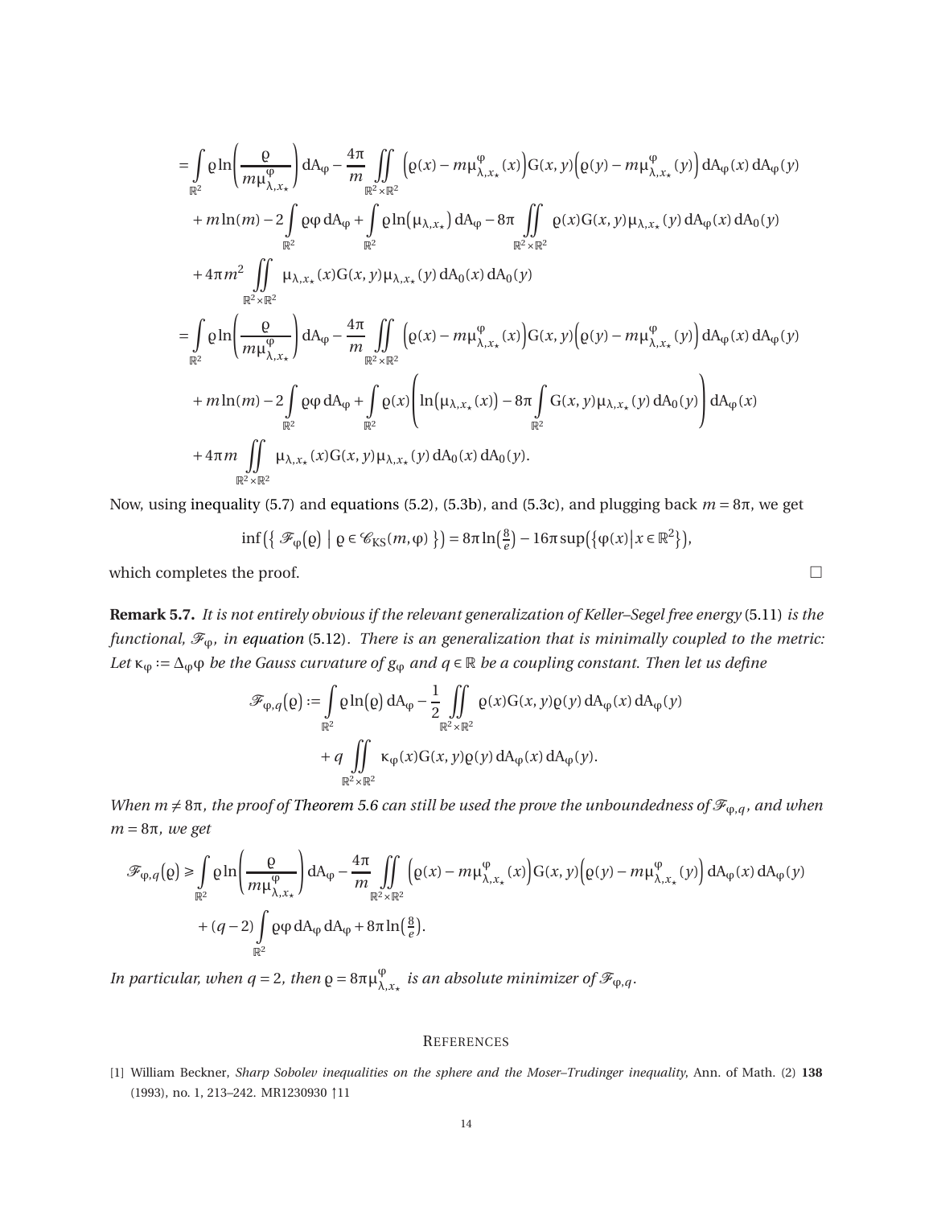$$
\begin{aligned}
&= \int_{\mathbb{R}^2} \varrho \ln\left(\frac{\varrho}{m\mu^{\varphi}_{\lambda,x_\star}}\right) \mathrm{dA}_\varphi - \frac{4\pi}{m} \iint_{\mathbb{R}^2\times\mathbb{R}^2} \left(\varrho(x) - m\mu^{\varphi}_{\lambda,x_\star}(x)\right) \mathrm{G}(x,y) \left(\varrho(y) - m\mu^{\varphi}_{\lambda,x_\star}(y)\right) \mathrm{dA}_\varphi(x)\,\mathrm{dA}_\varphi(y) \\
&\quad + m\ln(m) - 2\int_{\mathbb{R}^2} \varrho\varphi\,\mathrm{dA}_\varphi + \int_{\mathbb{R}^2} \varrho \ln\left(\mu_{\lambda,x_\star}\right) \mathrm{dA}_\varphi - 8\pi \iint_{\mathbb{R}^2\times\mathbb{R}^2} \varrho(x)\mathrm{G}(x,y)\mu_{\lambda,x_\star}(y)\,\mathrm{dA}_\varphi(x)\,\mathrm{dA}_0(y) \\
&\quad + 4\pi m^2 \iint_{\mathbb{R}^2\times\mathbb{R}^2} \mu_{\lambda,x_\star}(x)\mathrm{G}(x,y)\mu_{\lambda,x_\star}(y)\,\mathrm{dA}_0(x)\,\mathrm{dA}_0(y) \\
&= \int_{\mathbb{R}^2} \varrho \ln\left(\frac{\varrho}{m\mu^{\varphi}_{\lambda,x_\star}}\right) \mathrm{dA}_\varphi - \frac{4\pi}{m} \iint_{\mathbb{R}^2\times\mathbb{R}^2} \left(\varrho(x) - m\mu^{\varphi}_{\lambda,x_\star}(x)\right) \mathrm{G}(x,y) \left(\varrho(y) - m\mu^{\varphi}_{\lambda,x_\star}(y)\right) \mathrm{dA}_\varphi(x)\,\mathrm{dA}_\varphi(y) \\
&\quad + m\ln(m) - 2\int_{\mathbb{R}^2} \varrho\varphi\,\mathrm{dA}_\varphi + \int_{\mathbb{R}^2} \varrho(x) \left(\ln\left(\mu_{\lambda,x_\star}(x)\right) - 8\pi \int_{\mathbb{R}^2} \mathrm{G}(x,y)\mu_{\lambda,x_\star}(y)\,\mathrm{dA}_0(y)\right) \mathrm{dA}_\varphi(x) \\
&\quad + 4\pi m \iint_{\mathbb{R}^2\times\mathbb{R}^2} \mu_{\lambda,x_\star}(x)\mathrm{G}(x,y)\mu_{\lambda,x_\star}(y)\,\mathrm{dA}_0(x)\,\mathrm{dA}_0(y).
\end{aligned}
$$

Now, using inequality (5.7) and equations (5.2), (5.3b), and (5.3c), and plugging back $m = 8\pi$, we get

$$
\inf\left(\left\{ \mathscr{F}_\varphi(\varrho) \;\middle|\; \varrho \in \mathscr{C}_{\mathrm{KS}}(m,\varphi) \right\}\right) = 8\pi\ln\left(\tfrac{8}{e}\right) - 16\pi \sup\left(\left\{\varphi(x) \middle| x\in\mathbb{R}^2\right\}\right),
$$

which completes the proof. □

**Remark 5.7.** *It is not entirely obvious if the relevant generalization of Keller–Segel free energy* (5.11) *is the functional, $\mathscr{F}_\varphi$, in equation* (5.12)*. There is an generalization that is minimally coupled to the metric: Let $\kappa_\varphi := \Delta_\varphi\varphi$ be the Gauss curvature of $g_\varphi$ and $q\in\mathbb{R}$ be a coupling constant. Then let us define*

$$
\begin{aligned}
\mathscr{F}_{\varphi,q}(\varrho) := &\int_{\mathbb{R}^2} \varrho\ln(\varrho)\,\mathrm{dA}_\varphi - \frac{1}{2}\iint_{\mathbb{R}^2\times\mathbb{R}^2} \varrho(x)\mathrm{G}(x,y)\varrho(y)\,\mathrm{dA}_\varphi(x)\,\mathrm{dA}_\varphi(y) \\
&+ q \iint_{\mathbb{R}^2\times\mathbb{R}^2} \kappa_\varphi(x)\mathrm{G}(x,y)\varrho(y)\,\mathrm{dA}_\varphi(x)\,\mathrm{dA}_\varphi(y).
\end{aligned}
$$

*When $m \neq 8\pi$, the proof of Theorem 5.6 can still be used the prove the unboundedness of $\mathscr{F}_{\varphi,q}$, and when $m = 8\pi$, we get*

$$
\begin{aligned}
\mathscr{F}_{\varphi,q}(\varrho) \geqslant &\int_{\mathbb{R}^2} \varrho \ln\left(\frac{\varrho}{m\mu^{\varphi}_{\lambda,x_\star}}\right) \mathrm{dA}_\varphi - \frac{4\pi}{m} \iint_{\mathbb{R}^2\times\mathbb{R}^2} \left(\varrho(x) - m\mu^{\varphi}_{\lambda,x_\star}(x)\right) \mathrm{G}(x,y) \left(\varrho(y) - m\mu^{\varphi}_{\lambda,x_\star}(y)\right) \mathrm{dA}_\varphi(x)\,\mathrm{dA}_\varphi(y) \\
&+ (q-2)\int_{\mathbb{R}^2} \varrho\varphi\,\mathrm{dA}_\varphi\,\mathrm{dA}_\varphi + 8\pi\ln\left(\tfrac{8}{e}\right).
\end{aligned}
$$

*In particular, when $q = 2$, then $\varrho = 8\pi\mu^{\varphi}_{\lambda,x_\star}$ is an absolute minimizer of $\mathscr{F}_{\varphi,q}$.*

## References

[1] William Beckner, *Sharp Sobolev inequalities on the sphere and the Moser–Trudinger inequality*, Ann. of Math. (2) **138** (1993), no. 1, 213–242. MR1230930 ↑11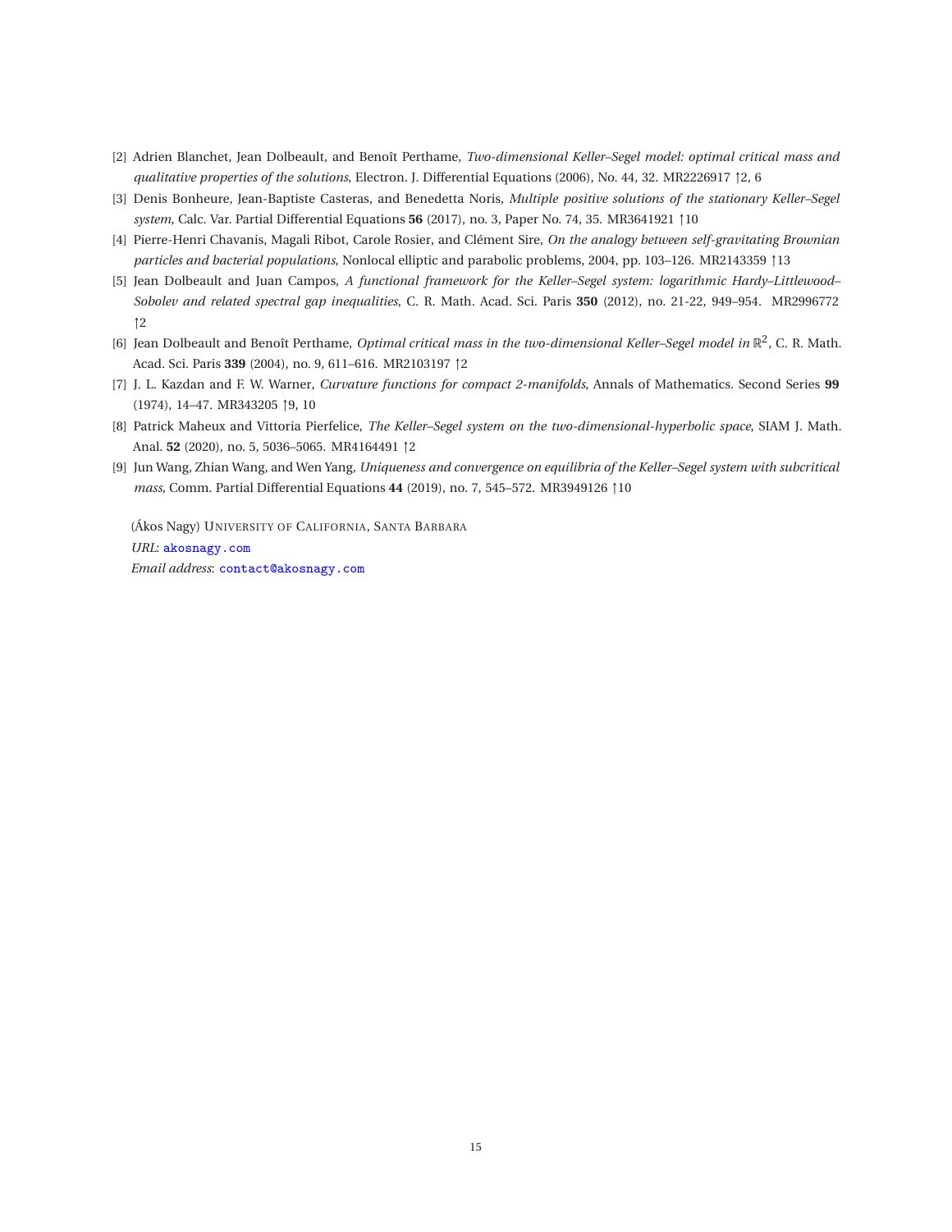[2] Adrien Blanchet, Jean Dolbeault, and Benoît Perthame, *Two-dimensional Keller–Segel model: optimal critical mass and qualitative properties of the solutions*, Electron. J. Differential Equations (2006), No. 44, 32. MR2226917 ↑2, 6

[3] Denis Bonheure, Jean-Baptiste Casteras, and Benedetta Noris, *Multiple positive solutions of the stationary Keller–Segel system*, Calc. Var. Partial Differential Equations **56** (2017), no. 3, Paper No. 74, 35. MR3641921 ↑10

[4] Pierre-Henri Chavanis, Magali Ribot, Carole Rosier, and Clément Sire, *On the analogy between self-gravitating Brownian particles and bacterial populations*, Nonlocal elliptic and parabolic problems, 2004, pp. 103–126. MR2143359 ↑13

[5] Jean Dolbeault and Juan Campos, *A functional framework for the Keller–Segel system: logarithmic Hardy–Littlewood–Sobolev and related spectral gap inequalities*, C. R. Math. Acad. Sci. Paris **350** (2012), no. 21-22, 949–954. MR2996772 ↑2

[6] Jean Dolbeault and Benoît Perthame, *Optimal critical mass in the two-dimensional Keller–Segel model in $\mathbb{R}^2$*, C. R. Math. Acad. Sci. Paris **339** (2004), no. 9, 611–616. MR2103197 ↑2

[7] J. L. Kazdan and F. W. Warner, *Curvature functions for compact 2-manifolds*, Annals of Mathematics. Second Series **99** (1974), 14–47. MR343205 ↑9, 10

[8] Patrick Maheux and Vittoria Pierfelice, *The Keller–Segel system on the two-dimensional-hyperbolic space*, SIAM J. Math. Anal. **52** (2020), no. 5, 5036–5065. MR4164491 ↑2

[9] Jun Wang, Zhian Wang, and Wen Yang, *Uniqueness and convergence on equilibria of the Keller–Segel system with subcritical mass*, Comm. Partial Differential Equations **44** (2019), no. 7, 545–572. MR3949126 ↑10

(Ákos Nagy) University of California, Santa Barbara

*URL*: akosnagy.com

*Email address*: contact@akosnagy.com